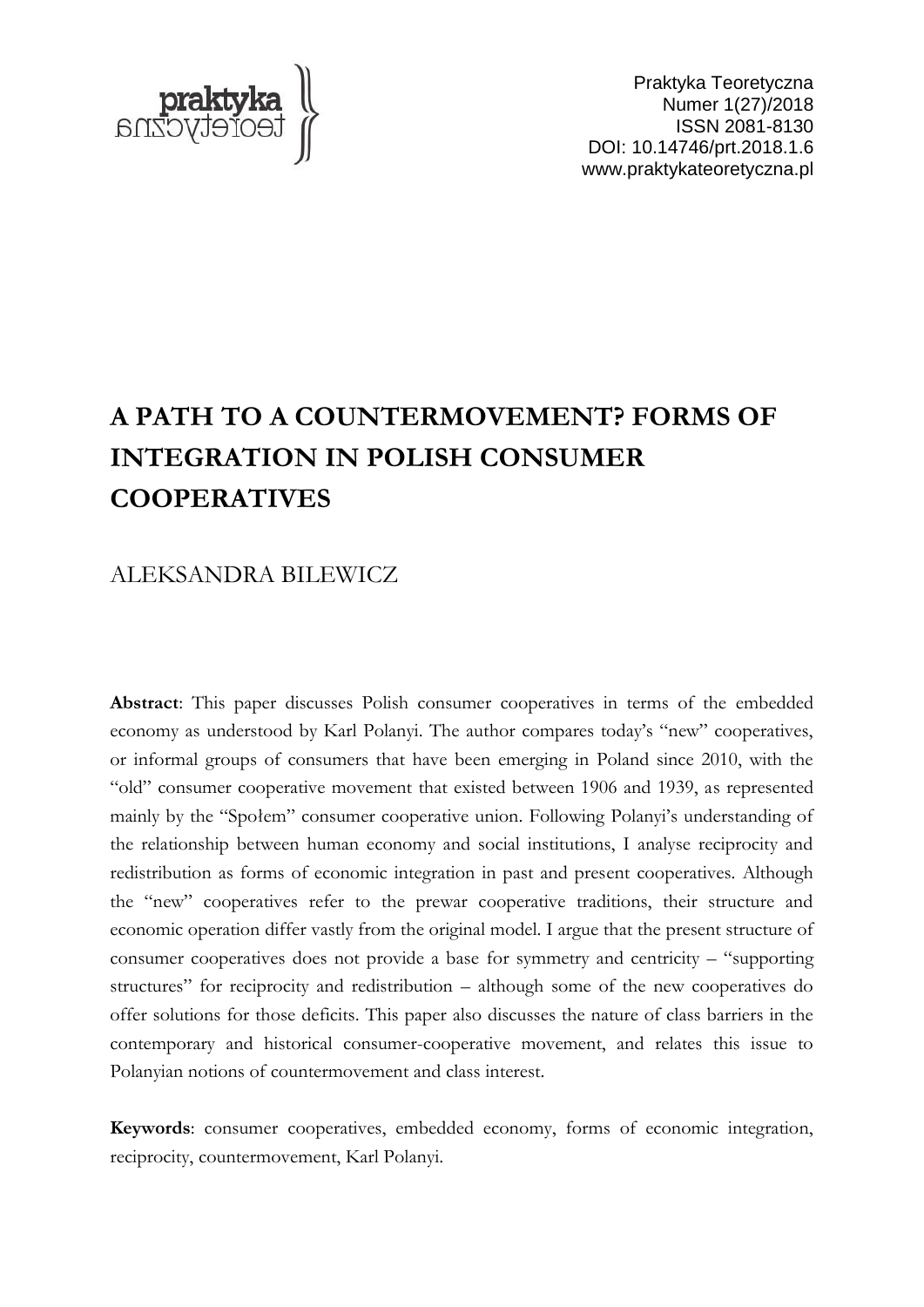# A PATH TO A COUNTERMOVEMENT? FORMS OF INTEGRATION IN POLISH CONSUMER COOPERATIVES

ALEKSANDRA BILEWICZ

**Abstract**: This paper discusses Polish consumer cooperatives in terms of the embedded economy as understood by Karl Polanyi. The author compares today's "new" cooperatives, or informal groups of consumers that have been emerging in Poland since 2010, with the "old" consumer cooperative movement that existed between 1906 and 1939, as represented mainly by the "Społem" consumer cooperative union. Following Polanyi's understanding of the relationship between human economy and social institutions, I analyse reciprocity and redistribution as forms of economic integration in past and present cooperatives. Although the "new" cooperatives refer to the prewar cooperative traditions, their structure and economic operation differ vastly from the original model. I argue that the present structure of consumer cooperatives does not provide a base for symmetry and centricity – "supporting structures" for reciprocity and redistribution – although some of the new cooperatives do offer solutions for those deficits. This paper also discusses the nature of class barriers in the contemporary and historical consumer-cooperative movement, and relates this issue to Polanyian notions of countermovement and class interest.

**Keywords**: consumer cooperatives, embedded economy, forms of economic integration, reciprocity, countermovement, Karl Polanyi.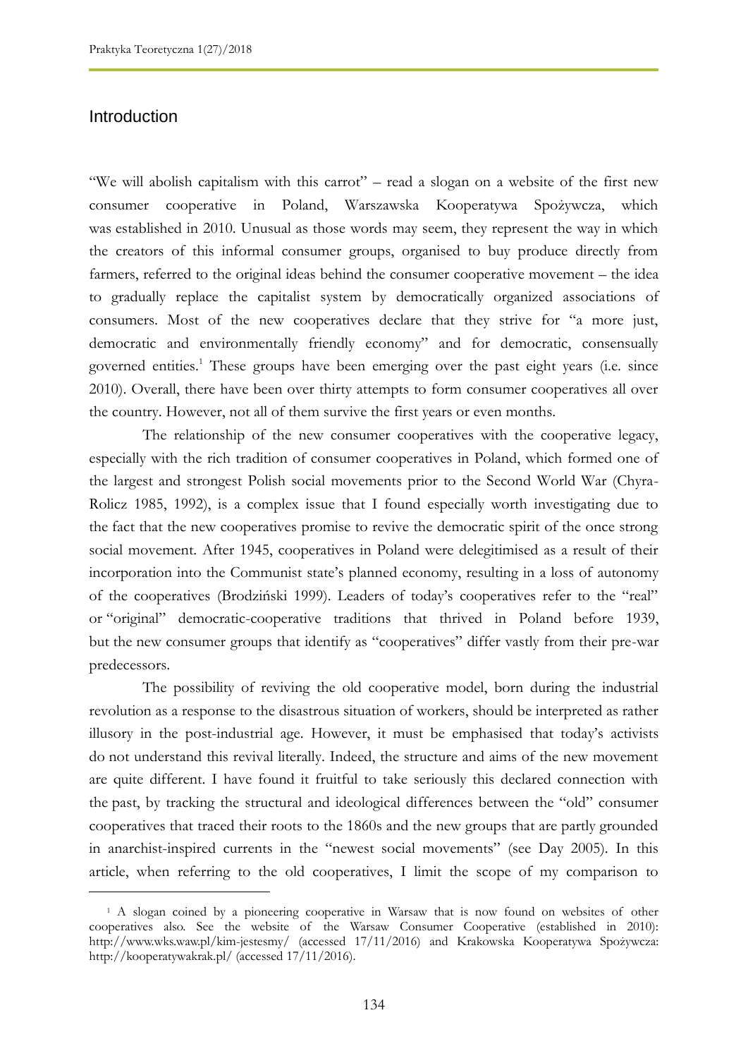## Introduction

"We will abolish capitalism with this carrot" – read a slogan on a website of the first new consumer cooperative in Poland, Warszawska Kooperatywa Spożywcza, which was established in 2010. Unusual as those words may seem, they represent the way in which the creators of this informal consumer groups, organised to buy produce directly from farmers, referred to the original ideas behind the consumer cooperative movement – the idea to gradually replace the capitalist system by democratically organized associations of consumers. Most of the new cooperatives declare that they strive for "a more just, democratic and environmentally friendly economy" and for democratic, consensually governed entities.[1] These groups have been emerging over the past eight years (i.e. since 2010). Overall, there have been over thirty attempts to form consumer cooperatives all over the country. However, not all of them survive the first years or even months.

The relationship of the new consumer cooperatives with the cooperative legacy, especially with the rich tradition of consumer cooperatives in Poland, which formed one of the largest and strongest Polish social movements prior to the Second World War (Chyra-Rolicz 1985, 1992), is a complex issue that I found especially worth investigating due to the fact that the new cooperatives promise to revive the democratic spirit of the once strong social movement. After 1945, cooperatives in Poland were delegitimised as a result of their incorporation into the Communist state's planned economy, resulting in a loss of autonomy of the cooperatives (Brodziński 1999). Leaders of today's cooperatives refer to the "real" or "original" democratic-cooperative traditions that thrived in Poland before 1939, but the new consumer groups that identify as "cooperatives" differ vastly from their pre-war predecessors.

The possibility of reviving the old cooperative model, born during the industrial revolution as a response to the disastrous situation of workers, should be interpreted as rather illusory in the post-industrial age. However, it must be emphasised that today's activists do not understand this revival literally. Indeed, the structure and aims of the new movement are quite different. I have found it fruitful to take seriously this declared connection with the past, by tracking the structural and ideological differences between the "old" consumer cooperatives that traced their roots to the 1860s and the new groups that are partly grounded in anarchist-inspired currents in the "newest social movements" (see Day 2005). In this article, when referring to the old cooperatives, I limit the scope of my comparison to

[1] A slogan coined by a pioneering cooperative in Warsaw that is now found on websites of other cooperatives also. See the website of the Warsaw Consumer Cooperative (established in 2010): http://www.wks.waw.pl/kim-jestesmy/ (accessed 17/11/2016) and Krakowska Kooperatywa Spożywcza: http://kooperatywakrak.pl/ (accessed 17/11/2016).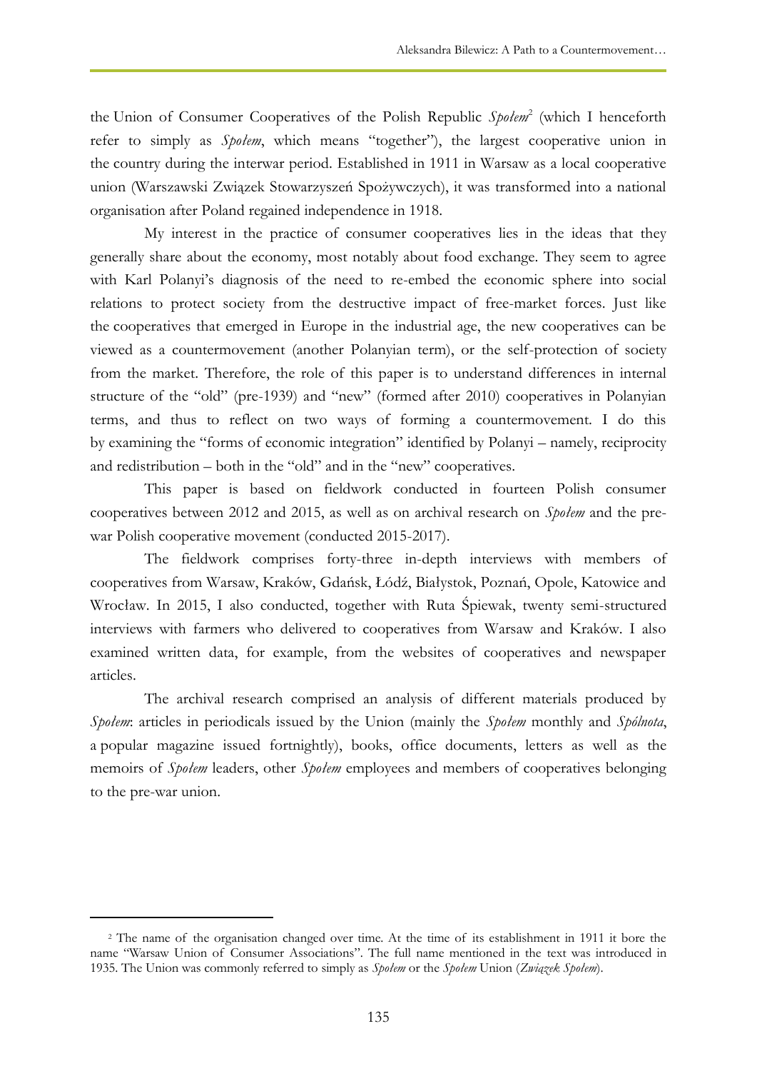the Union of Consumer Cooperatives of the Polish Republic *Społem*[2] (which I henceforth refer to simply as *Społem*, which means "together"), the largest cooperative union in the country during the interwar period. Established in 1911 in Warsaw as a local cooperative union (Warszawski Związek Stowarzyszeń Spożywczych), it was transformed into a national organisation after Poland regained independence in 1918.

My interest in the practice of consumer cooperatives lies in the ideas that they generally share about the economy, most notably about food exchange. They seem to agree with Karl Polanyi's diagnosis of the need to re-embed the economic sphere into social relations to protect society from the destructive impact of free-market forces. Just like the cooperatives that emerged in Europe in the industrial age, the new cooperatives can be viewed as a countermovement (another Polanyian term), or the self-protection of society from the market. Therefore, the role of this paper is to understand differences in internal structure of the "old" (pre-1939) and "new" (formed after 2010) cooperatives in Polanyian terms, and thus to reflect on two ways of forming a countermovement. I do this by examining the "forms of economic integration" identified by Polanyi – namely, reciprocity and redistribution – both in the "old" and in the "new" cooperatives.

This paper is based on fieldwork conducted in fourteen Polish consumer cooperatives between 2012 and 2015, as well as on archival research on *Społem* and the pre-war Polish cooperative movement (conducted 2015-2017).

The fieldwork comprises forty-three in-depth interviews with members of cooperatives from Warsaw, Kraków, Gdańsk, Łódź, Białystok, Poznań, Opole, Katowice and Wrocław. In 2015, I also conducted, together with Ruta Śpiewak, twenty semi-structured interviews with farmers who delivered to cooperatives from Warsaw and Kraków. I also examined written data, for example, from the websites of cooperatives and newspaper articles.

The archival research comprised an analysis of different materials produced by *Społem*: articles in periodicals issued by the Union (mainly the *Społem* monthly and *Spólnota*, a popular magazine issued fortnightly), books, office documents, letters as well as the memoirs of *Społem* leaders, other *Społem* employees and members of cooperatives belonging to the pre-war union.

---

[2] The name of the organisation changed over time. At the time of its establishment in 1911 it bore the name "Warsaw Union of Consumer Associations". The full name mentioned in the text was introduced in 1935. The Union was commonly referred to simply as *Społem* or the *Społem* Union (*Związek Społem*).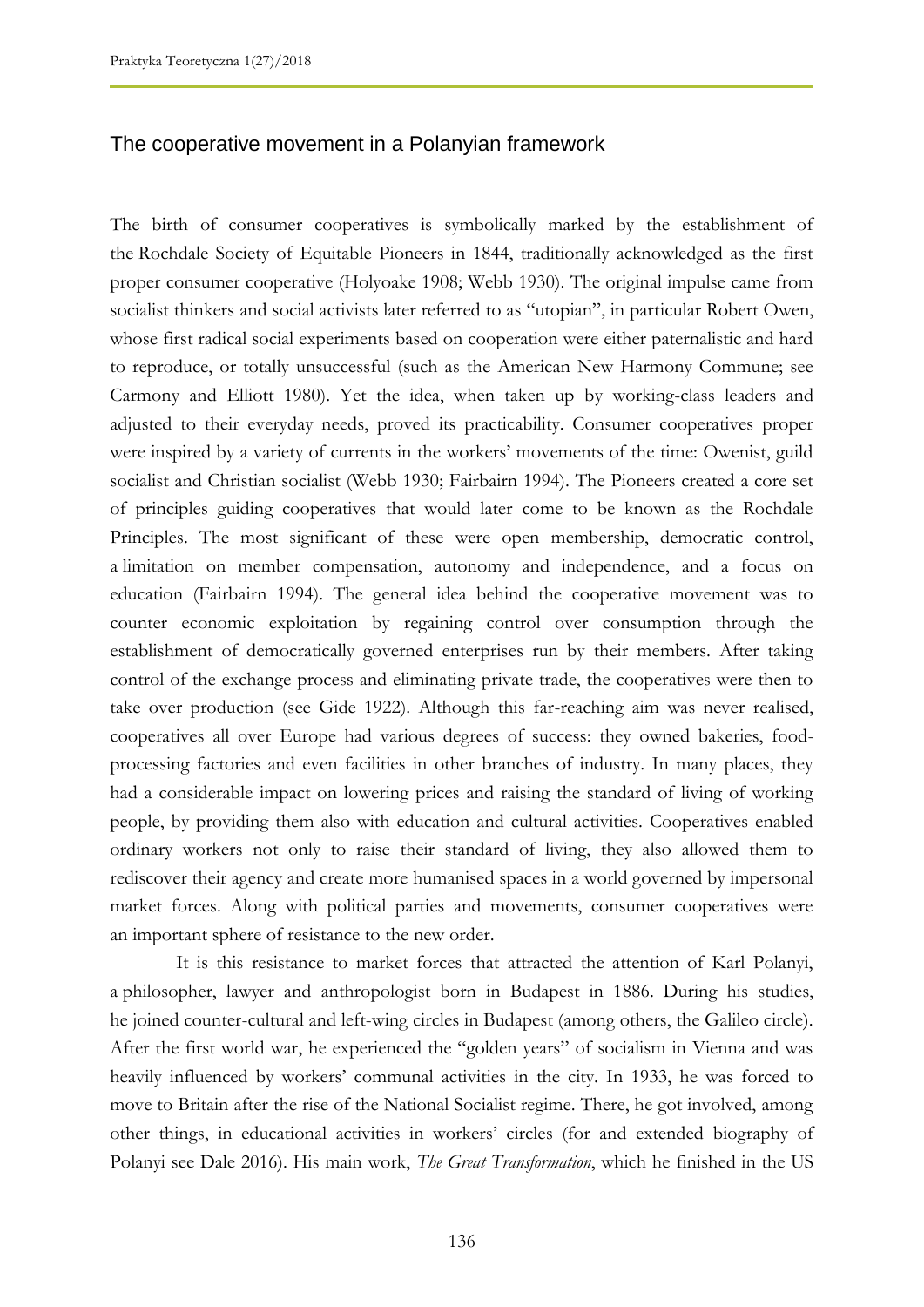## The cooperative movement in a Polanyian framework

The birth of consumer cooperatives is symbolically marked by the establishment of the Rochdale Society of Equitable Pioneers in 1844, traditionally acknowledged as the first proper consumer cooperative (Holyoake 1908; Webb 1930). The original impulse came from socialist thinkers and social activists later referred to as "utopian", in particular Robert Owen, whose first radical social experiments based on cooperation were either paternalistic and hard to reproduce, or totally unsuccessful (such as the American New Harmony Commune; see Carmony and Elliott 1980). Yet the idea, when taken up by working-class leaders and adjusted to their everyday needs, proved its practicability. Consumer cooperatives proper were inspired by a variety of currents in the workers' movements of the time: Owenist, guild socialist and Christian socialist (Webb 1930; Fairbairn 1994). The Pioneers created a core set of principles guiding cooperatives that would later come to be known as the Rochdale Principles. The most significant of these were open membership, democratic control, a limitation on member compensation, autonomy and independence, and a focus on education (Fairbairn 1994). The general idea behind the cooperative movement was to counter economic exploitation by regaining control over consumption through the establishment of democratically governed enterprises run by their members. After taking control of the exchange process and eliminating private trade, the cooperatives were then to take over production (see Gide 1922). Although this far-reaching aim was never realised, cooperatives all over Europe had various degrees of success: they owned bakeries, food-processing factories and even facilities in other branches of industry. In many places, they had a considerable impact on lowering prices and raising the standard of living of working people, by providing them also with education and cultural activities. Cooperatives enabled ordinary workers not only to raise their standard of living, they also allowed them to rediscover their agency and create more humanised spaces in a world governed by impersonal market forces. Along with political parties and movements, consumer cooperatives were an important sphere of resistance to the new order.

It is this resistance to market forces that attracted the attention of Karl Polanyi, a philosopher, lawyer and anthropologist born in Budapest in 1886. During his studies, he joined counter-cultural and left-wing circles in Budapest (among others, the Galileo circle). After the first world war, he experienced the "golden years" of socialism in Vienna and was heavily influenced by workers' communal activities in the city. In 1933, he was forced to move to Britain after the rise of the National Socialist regime. There, he got involved, among other things, in educational activities in workers' circles (for and extended biography of Polanyi see Dale 2016). His main work, *The Great Transformation*, which he finished in the US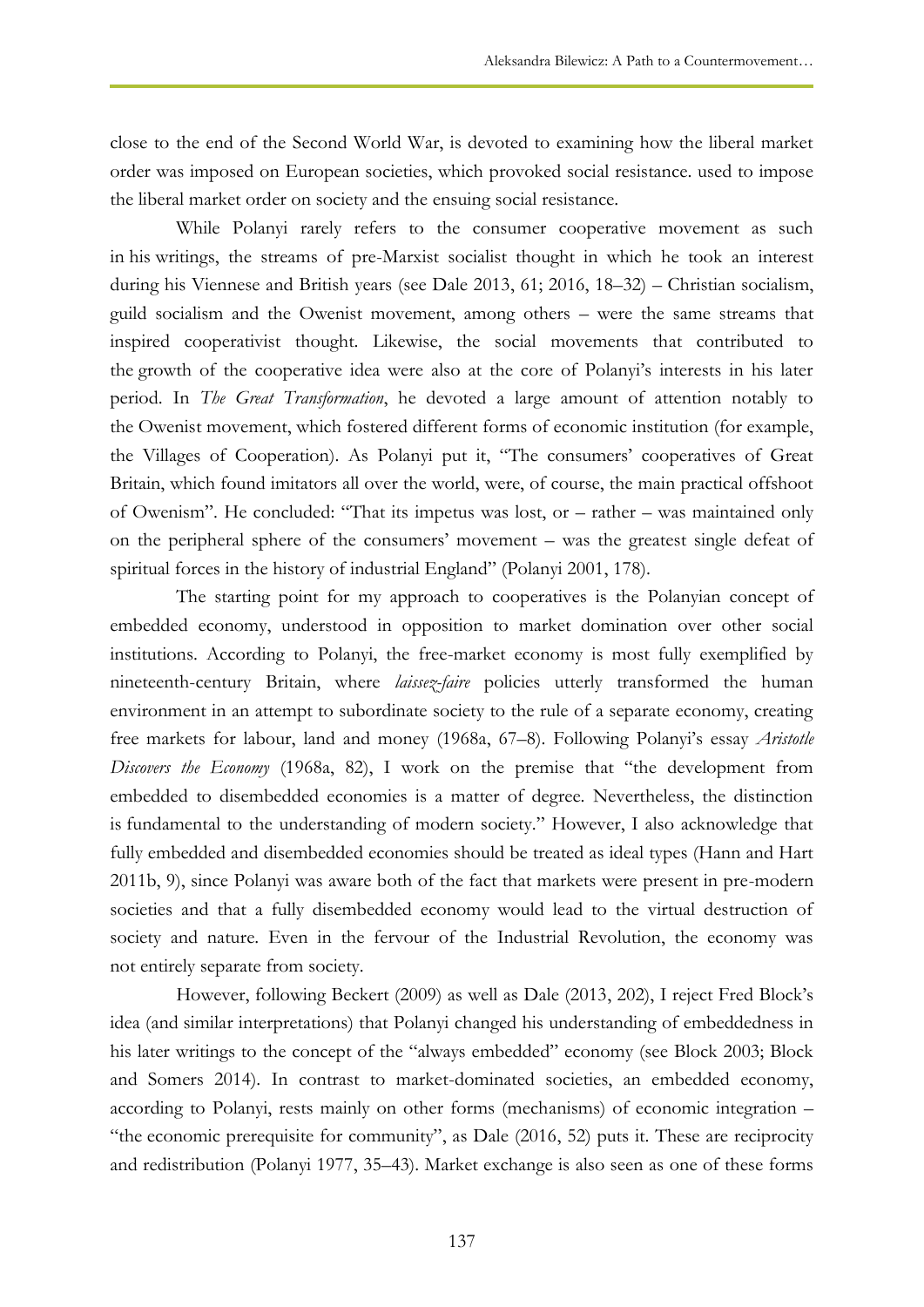close to the end of the Second World War, is devoted to examining how the liberal market order was imposed on European societies, which provoked social resistance. used to impose the liberal market order on society and the ensuing social resistance.

While Polanyi rarely refers to the consumer cooperative movement as such in his writings, the streams of pre-Marxist socialist thought in which he took an interest during his Viennese and British years (see Dale 2013, 61; 2016, 18–32) – Christian socialism, guild socialism and the Owenist movement, among others – were the same streams that inspired cooperativist thought. Likewise, the social movements that contributed to the growth of the cooperative idea were also at the core of Polanyi's interests in his later period. In *The Great Transformation*, he devoted a large amount of attention notably to the Owenist movement, which fostered different forms of economic institution (for example, the Villages of Cooperation). As Polanyi put it, "The consumers' cooperatives of Great Britain, which found imitators all over the world, were, of course, the main practical offshoot of Owenism". He concluded: "That its impetus was lost, or – rather – was maintained only on the peripheral sphere of the consumers' movement – was the greatest single defeat of spiritual forces in the history of industrial England" (Polanyi 2001, 178).

The starting point for my approach to cooperatives is the Polanyian concept of embedded economy, understood in opposition to market domination over other social institutions. According to Polanyi, the free-market economy is most fully exemplified by nineteenth-century Britain, where *laissez-faire* policies utterly transformed the human environment in an attempt to subordinate society to the rule of a separate economy, creating free markets for labour, land and money (1968a, 67–8). Following Polanyi's essay *Aristotle Discovers the Economy* (1968a, 82), I work on the premise that "the development from embedded to disembedded economies is a matter of degree. Nevertheless, the distinction is fundamental to the understanding of modern society." However, I also acknowledge that fully embedded and disembedded economies should be treated as ideal types (Hann and Hart 2011b, 9), since Polanyi was aware both of the fact that markets were present in pre-modern societies and that a fully disembedded economy would lead to the virtual destruction of society and nature. Even in the fervour of the Industrial Revolution, the economy was not entirely separate from society.

However, following Beckert (2009) as well as Dale (2013, 202), I reject Fred Block's idea (and similar interpretations) that Polanyi changed his understanding of embeddedness in his later writings to the concept of the "always embedded" economy (see Block 2003; Block and Somers 2014). In contrast to market-dominated societies, an embedded economy, according to Polanyi, rests mainly on other forms (mechanisms) of economic integration – "the economic prerequisite for community", as Dale (2016, 52) puts it. These are reciprocity and redistribution (Polanyi 1977, 35–43). Market exchange is also seen as one of these forms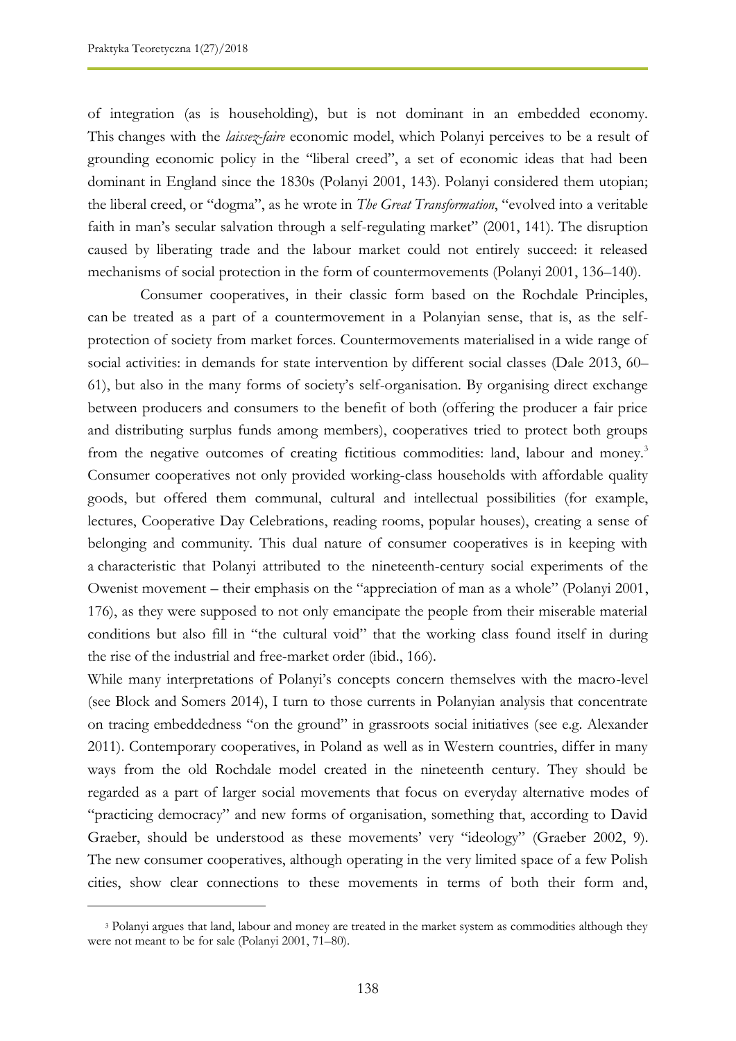of integration (as is householding), but is not dominant in an embedded economy. This changes with the *laissez-faire* economic model, which Polanyi perceives to be a result of grounding economic policy in the "liberal creed", a set of economic ideas that had been dominant in England since the 1830s (Polanyi 2001, 143). Polanyi considered them utopian; the liberal creed, or "dogma", as he wrote in *The Great Transformation*, "evolved into a veritable faith in man's secular salvation through a self-regulating market" (2001, 141). The disruption caused by liberating trade and the labour market could not entirely succeed: it released mechanisms of social protection in the form of countermovements (Polanyi 2001, 136–140).

Consumer cooperatives, in their classic form based on the Rochdale Principles, can be treated as a part of a countermovement in a Polanyian sense, that is, as the self-protection of society from market forces. Countermovements materialised in a wide range of social activities: in demands for state intervention by different social classes (Dale 2013, 60–61), but also in the many forms of society's self-organisation. By organising direct exchange between producers and consumers to the benefit of both (offering the producer a fair price and distributing surplus funds among members), cooperatives tried to protect both groups from the negative outcomes of creating fictitious commodities: land, labour and money.[3] Consumer cooperatives not only provided working-class households with affordable quality goods, but offered them communal, cultural and intellectual possibilities (for example, lectures, Cooperative Day Celebrations, reading rooms, popular houses), creating a sense of belonging and community. This dual nature of consumer cooperatives is in keeping with a characteristic that Polanyi attributed to the nineteenth-century social experiments of the Owenist movement – their emphasis on the "appreciation of man as a whole" (Polanyi 2001, 176), as they were supposed to not only emancipate the people from their miserable material conditions but also fill in "the cultural void" that the working class found itself in during the rise of the industrial and free-market order (ibid., 166).

While many interpretations of Polanyi's concepts concern themselves with the macro-level (see Block and Somers 2014), I turn to those currents in Polanyian analysis that concentrate on tracing embeddedness "on the ground" in grassroots social initiatives (see e.g. Alexander 2011). Contemporary cooperatives, in Poland as well as in Western countries, differ in many ways from the old Rochdale model created in the nineteenth century. They should be regarded as a part of larger social movements that focus on everyday alternative modes of "practicing democracy" and new forms of organisation, something that, according to David Graeber, should be understood as these movements' very "ideology" (Graeber 2002, 9). The new consumer cooperatives, although operating in the very limited space of a few Polish cities, show clear connections to these movements in terms of both their form and,

[3] Polanyi argues that land, labour and money are treated in the market system as commodities although they were not meant to be for sale (Polanyi 2001, 71–80).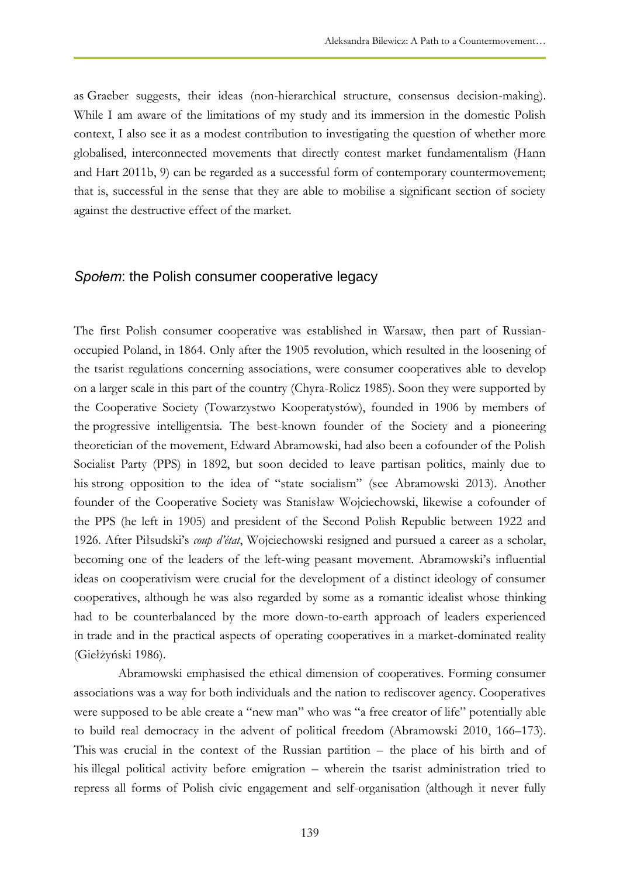as Graeber suggests, their ideas (non-hierarchical structure, consensus decision-making). While I am aware of the limitations of my study and its immersion in the domestic Polish context, I also see it as a modest contribution to investigating the question of whether more globalised, interconnected movements that directly contest market fundamentalism (Hann and Hart 2011b, 9) can be regarded as a successful form of contemporary countermovement; that is, successful in the sense that they are able to mobilise a significant section of society against the destructive effect of the market.

## *Społem*: the Polish consumer cooperative legacy

The first Polish consumer cooperative was established in Warsaw, then part of Russian-occupied Poland, in 1864. Only after the 1905 revolution, which resulted in the loosening of the tsarist regulations concerning associations, were consumer cooperatives able to develop on a larger scale in this part of the country (Chyra-Rolicz 1985). Soon they were supported by the Cooperative Society (Towarzystwo Kooperatystów), founded in 1906 by members of the progressive intelligentsia. The best-known founder of the Society and a pioneering theoretician of the movement, Edward Abramowski, had also been a cofounder of the Polish Socialist Party (PPS) in 1892, but soon decided to leave partisan politics, mainly due to his strong opposition to the idea of "state socialism" (see Abramowski 2013). Another founder of the Cooperative Society was Stanisław Wojciechowski, likewise a cofounder of the PPS (he left in 1905) and president of the Second Polish Republic between 1922 and 1926. After Piłsudski's *coup d'état*, Wojciechowski resigned and pursued a career as a scholar, becoming one of the leaders of the left-wing peasant movement. Abramowski's influential ideas on cooperativism were crucial for the development of a distinct ideology of consumer cooperatives, although he was also regarded by some as a romantic idealist whose thinking had to be counterbalanced by the more down-to-earth approach of leaders experienced in trade and in the practical aspects of operating cooperatives in a market-dominated reality (Giełżyński 1986).

Abramowski emphasised the ethical dimension of cooperatives. Forming consumer associations was a way for both individuals and the nation to rediscover agency. Cooperatives were supposed to be able create a "new man" who was "a free creator of life" potentially able to build real democracy in the advent of political freedom (Abramowski 2010, 166–173). This was crucial in the context of the Russian partition – the place of his birth and of his illegal political activity before emigration – wherein the tsarist administration tried to repress all forms of Polish civic engagement and self-organisation (although it never fully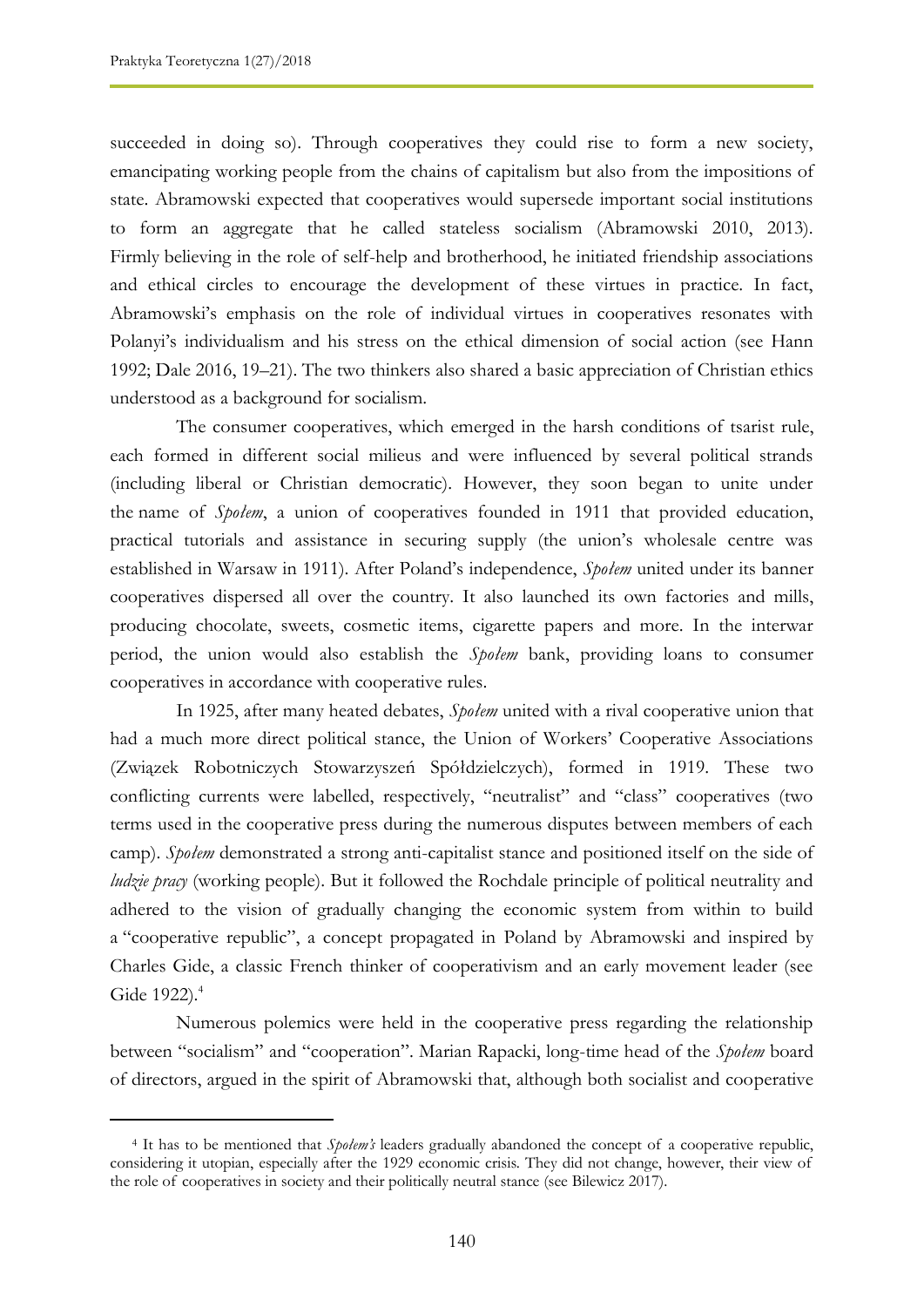succeeded in doing so). Through cooperatives they could rise to form a new society, emancipating working people from the chains of capitalism but also from the impositions of state. Abramowski expected that cooperatives would supersede important social institutions to form an aggregate that he called stateless socialism (Abramowski 2010, 2013). Firmly believing in the role of self-help and brotherhood, he initiated friendship associations and ethical circles to encourage the development of these virtues in practice. In fact, Abramowski's emphasis on the role of individual virtues in cooperatives resonates with Polanyi's individualism and his stress on the ethical dimension of social action (see Hann 1992; Dale 2016, 19–21). The two thinkers also shared a basic appreciation of Christian ethics understood as a background for socialism.

The consumer cooperatives, which emerged in the harsh conditions of tsarist rule, each formed in different social milieus and were influenced by several political strands (including liberal or Christian democratic). However, they soon began to unite under the name of *Społem*, a union of cooperatives founded in 1911 that provided education, practical tutorials and assistance in securing supply (the union's wholesale centre was established in Warsaw in 1911). After Poland's independence, *Społem* united under its banner cooperatives dispersed all over the country. It also launched its own factories and mills, producing chocolate, sweets, cosmetic items, cigarette papers and more. In the interwar period, the union would also establish the *Społem* bank, providing loans to consumer cooperatives in accordance with cooperative rules.

In 1925, after many heated debates, *Społem* united with a rival cooperative union that had a much more direct political stance, the Union of Workers' Cooperative Associations (Związek Robotniczych Stowarzyszeń Spółdzielczych), formed in 1919. These two conflicting currents were labelled, respectively, "neutralist" and "class" cooperatives (two terms used in the cooperative press during the numerous disputes between members of each camp). *Społem* demonstrated a strong anti-capitalist stance and positioned itself on the side of *ludzie pracy* (working people). But it followed the Rochdale principle of political neutrality and adhered to the vision of gradually changing the economic system from within to build a "cooperative republic", a concept propagated in Poland by Abramowski and inspired by Charles Gide, a classic French thinker of cooperativism and an early movement leader (see Gide 1922).[4]

Numerous polemics were held in the cooperative press regarding the relationship between "socialism" and "cooperation". Marian Rapacki, long-time head of the *Społem* board of directors, argued in the spirit of Abramowski that, although both socialist and cooperative

---

[4] It has to be mentioned that *Społem's* leaders gradually abandoned the concept of a cooperative republic, considering it utopian, especially after the 1929 economic crisis. They did not change, however, their view of the role of cooperatives in society and their politically neutral stance (see Bilewicz 2017).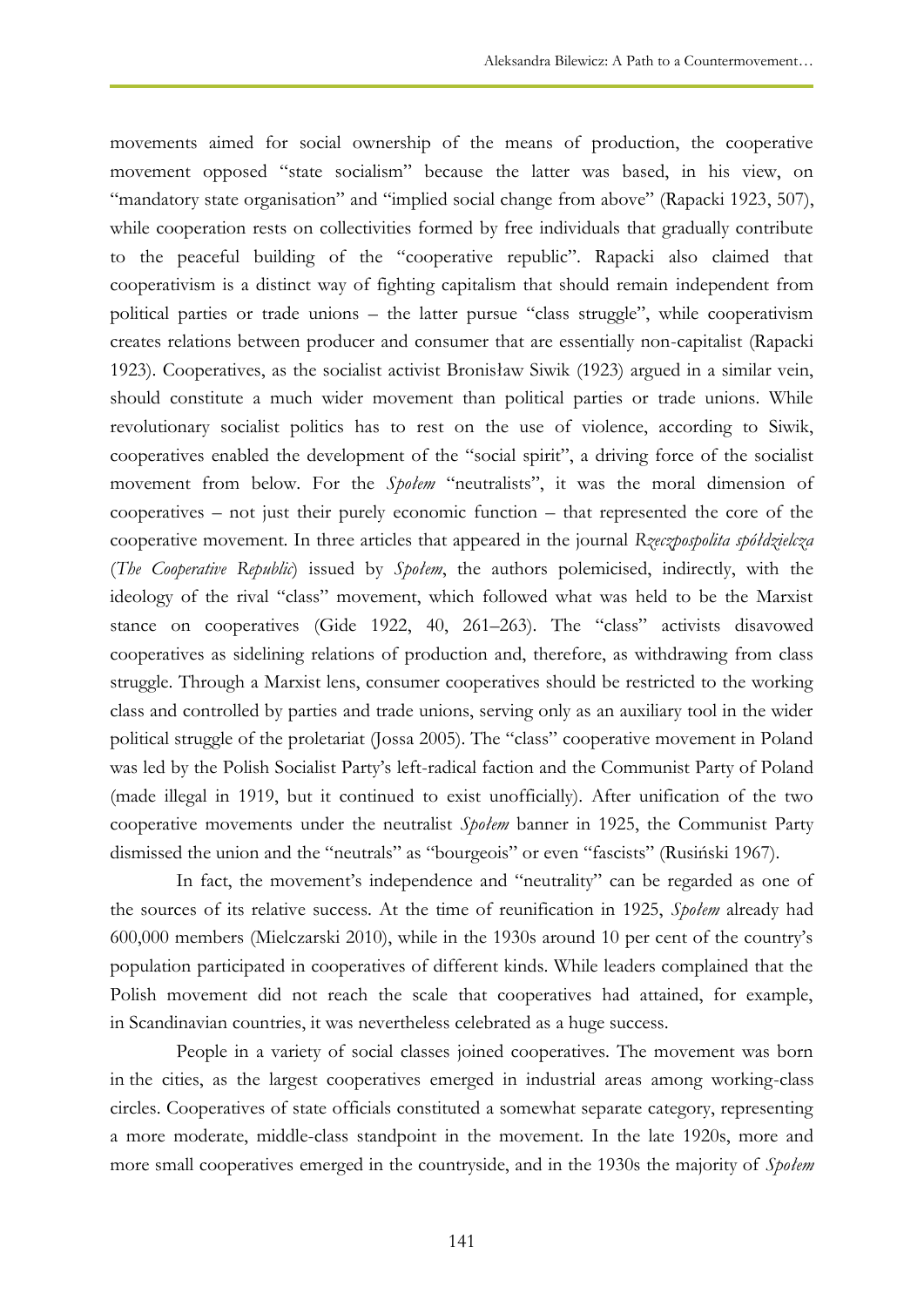movements aimed for social ownership of the means of production, the cooperative movement opposed "state socialism" because the latter was based, in his view, on "mandatory state organisation" and "implied social change from above" (Rapacki 1923, 507), while cooperation rests on collectivities formed by free individuals that gradually contribute to the peaceful building of the "cooperative republic". Rapacki also claimed that cooperativism is a distinct way of fighting capitalism that should remain independent from political parties or trade unions – the latter pursue "class struggle", while cooperativism creates relations between producer and consumer that are essentially non-capitalist (Rapacki 1923). Cooperatives, as the socialist activist Bronisław Siwik (1923) argued in a similar vein, should constitute a much wider movement than political parties or trade unions. While revolutionary socialist politics has to rest on the use of violence, according to Siwik, cooperatives enabled the development of the "social spirit", a driving force of the socialist movement from below. For the *Społem* "neutralists", it was the moral dimension of cooperatives – not just their purely economic function – that represented the core of the cooperative movement. In three articles that appeared in the journal *Rzeczpospolita spółdzielcza* (*The Cooperative Republic*) issued by *Społem*, the authors polemicised, indirectly, with the ideology of the rival "class" movement, which followed what was held to be the Marxist stance on cooperatives (Gide 1922, 40, 261–263). The "class" activists disavowed cooperatives as sidelining relations of production and, therefore, as withdrawing from class struggle. Through a Marxist lens, consumer cooperatives should be restricted to the working class and controlled by parties and trade unions, serving only as an auxiliary tool in the wider political struggle of the proletariat (Jossa 2005). The "class" cooperative movement in Poland was led by the Polish Socialist Party's left-radical faction and the Communist Party of Poland (made illegal in 1919, but it continued to exist unofficially). After unification of the two cooperative movements under the neutralist *Społem* banner in 1925, the Communist Party dismissed the union and the "neutrals" as "bourgeois" or even "fascists" (Rusiński 1967).

In fact, the movement's independence and "neutrality" can be regarded as one of the sources of its relative success. At the time of reunification in 1925, *Społem* already had 600,000 members (Mielczarski 2010), while in the 1930s around 10 per cent of the country's population participated in cooperatives of different kinds. While leaders complained that the Polish movement did not reach the scale that cooperatives had attained, for example, in Scandinavian countries, it was nevertheless celebrated as a huge success.

People in a variety of social classes joined cooperatives. The movement was born in the cities, as the largest cooperatives emerged in industrial areas among working-class circles. Cooperatives of state officials constituted a somewhat separate category, representing a more moderate, middle-class standpoint in the movement. In the late 1920s, more and more small cooperatives emerged in the countryside, and in the 1930s the majority of *Społem*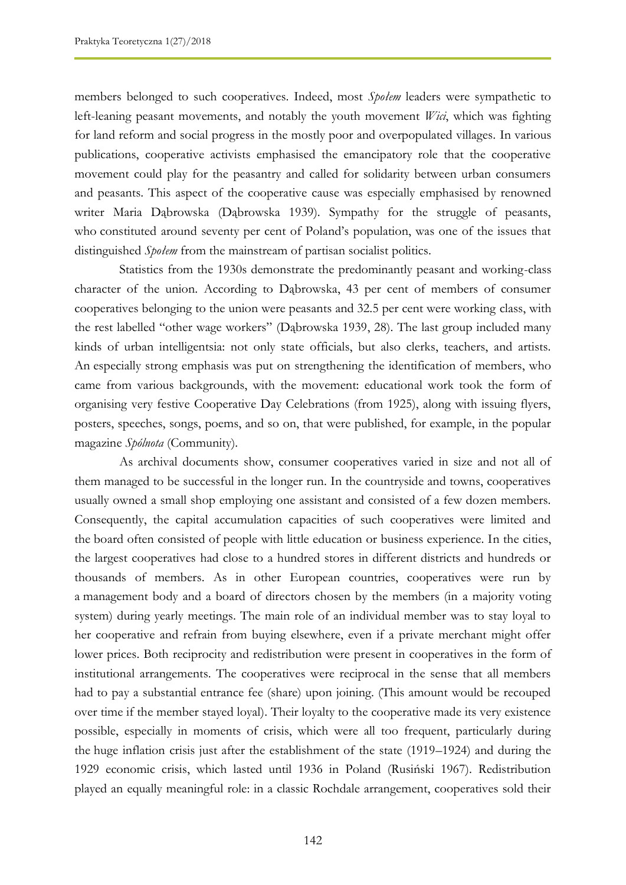members belonged to such cooperatives. Indeed, most *Społem* leaders were sympathetic to left-leaning peasant movements, and notably the youth movement *Wici*, which was fighting for land reform and social progress in the mostly poor and overpopulated villages. In various publications, cooperative activists emphasised the emancipatory role that the cooperative movement could play for the peasantry and called for solidarity between urban consumers and peasants. This aspect of the cooperative cause was especially emphasised by renowned writer Maria Dąbrowska (Dąbrowska 1939). Sympathy for the struggle of peasants, who constituted around seventy per cent of Poland's population, was one of the issues that distinguished *Społem* from the mainstream of partisan socialist politics.

Statistics from the 1930s demonstrate the predominantly peasant and working-class character of the union. According to Dąbrowska, 43 per cent of members of consumer cooperatives belonging to the union were peasants and 32.5 per cent were working class, with the rest labelled "other wage workers" (Dąbrowska 1939, 28). The last group included many kinds of urban intelligentsia: not only state officials, but also clerks, teachers, and artists. An especially strong emphasis was put on strengthening the identification of members, who came from various backgrounds, with the movement: educational work took the form of organising very festive Cooperative Day Celebrations (from 1925), along with issuing flyers, posters, speeches, songs, poems, and so on, that were published, for example, in the popular magazine *Spólnota* (Community).

As archival documents show, consumer cooperatives varied in size and not all of them managed to be successful in the longer run. In the countryside and towns, cooperatives usually owned a small shop employing one assistant and consisted of a few dozen members. Consequently, the capital accumulation capacities of such cooperatives were limited and the board often consisted of people with little education or business experience. In the cities, the largest cooperatives had close to a hundred stores in different districts and hundreds or thousands of members. As in other European countries, cooperatives were run by a management body and a board of directors chosen by the members (in a majority voting system) during yearly meetings. The main role of an individual member was to stay loyal to her cooperative and refrain from buying elsewhere, even if a private merchant might offer lower prices. Both reciprocity and redistribution were present in cooperatives in the form of institutional arrangements. The cooperatives were reciprocal in the sense that all members had to pay a substantial entrance fee (share) upon joining. (This amount would be recouped over time if the member stayed loyal). Their loyalty to the cooperative made its very existence possible, especially in moments of crisis, which were all too frequent, particularly during the huge inflation crisis just after the establishment of the state (1919–1924) and during the 1929 economic crisis, which lasted until 1936 in Poland (Rusiński 1967). Redistribution played an equally meaningful role: in a classic Rochdale arrangement, cooperatives sold their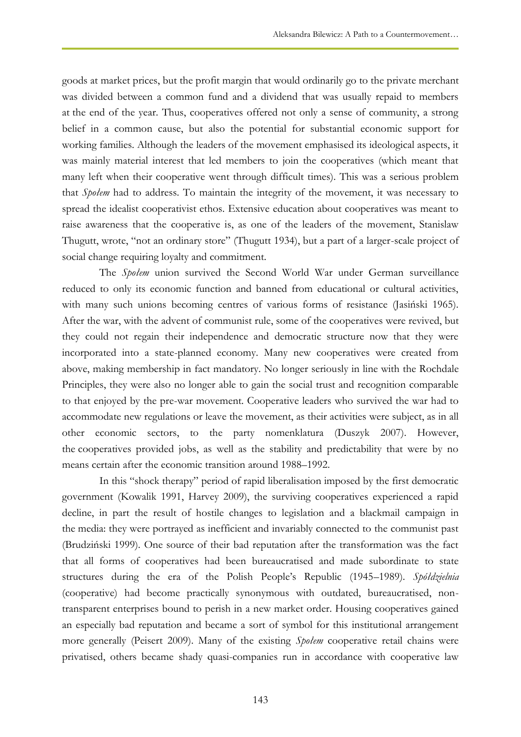goods at market prices, but the profit margin that would ordinarily go to the private merchant was divided between a common fund and a dividend that was usually repaid to members at the end of the year. Thus, cooperatives offered not only a sense of community, a strong belief in a common cause, but also the potential for substantial economic support for working families. Although the leaders of the movement emphasised its ideological aspects, it was mainly material interest that led members to join the cooperatives (which meant that many left when their cooperative went through difficult times). This was a serious problem that *Społem* had to address. To maintain the integrity of the movement, it was necessary to spread the idealist cooperativist ethos. Extensive education about cooperatives was meant to raise awareness that the cooperative is, as one of the leaders of the movement, Stanislaw Thugutt, wrote, "not an ordinary store" (Thugutt 1934), but a part of a larger-scale project of social change requiring loyalty and commitment.

The *Społem* union survived the Second World War under German surveillance reduced to only its economic function and banned from educational or cultural activities, with many such unions becoming centres of various forms of resistance (Jasiński 1965). After the war, with the advent of communist rule, some of the cooperatives were revived, but they could not regain their independence and democratic structure now that they were incorporated into a state-planned economy. Many new cooperatives were created from above, making membership in fact mandatory. No longer seriously in line with the Rochdale Principles, they were also no longer able to gain the social trust and recognition comparable to that enjoyed by the pre-war movement. Cooperative leaders who survived the war had to accommodate new regulations or leave the movement, as their activities were subject, as in all other economic sectors, to the party nomenklatura (Duszyk 2007). However, the cooperatives provided jobs, as well as the stability and predictability that were by no means certain after the economic transition around 1988–1992.

In this "shock therapy" period of rapid liberalisation imposed by the first democratic government (Kowalik 1991, Harvey 2009), the surviving cooperatives experienced a rapid decline, in part the result of hostile changes to legislation and a blackmail campaign in the media: they were portrayed as inefficient and invariably connected to the communist past (Brudziński 1999). One source of their bad reputation after the transformation was the fact that all forms of cooperatives had been bureaucratised and made subordinate to state structures during the era of the Polish People's Republic (1945–1989). *Spółdzielnia* (cooperative) had become practically synonymous with outdated, bureaucratised, non-transparent enterprises bound to perish in a new market order. Housing cooperatives gained an especially bad reputation and became a sort of symbol for this institutional arrangement more generally (Peisert 2009). Many of the existing *Społem* cooperative retail chains were privatised, others became shady quasi-companies run in accordance with cooperative law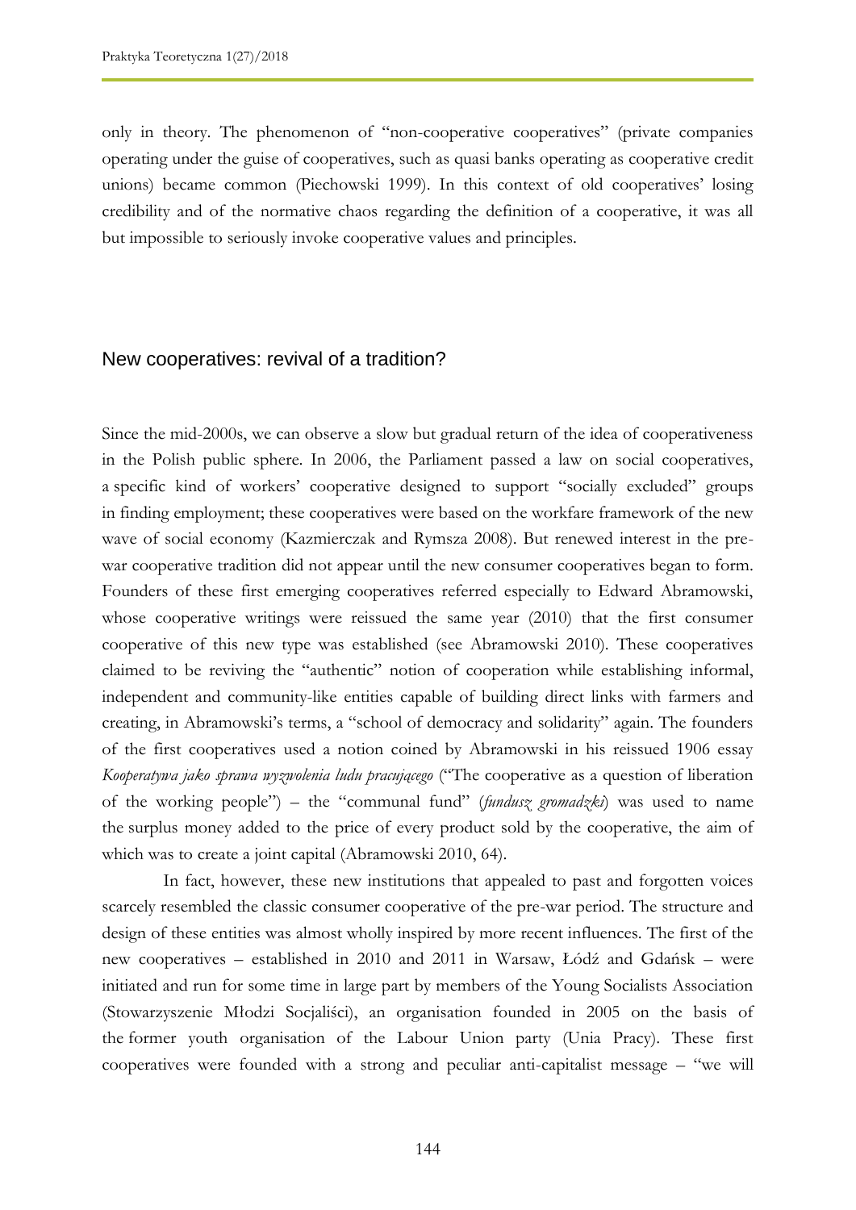only in theory. The phenomenon of "non-cooperative cooperatives" (private companies operating under the guise of cooperatives, such as quasi banks operating as cooperative credit unions) became common (Piechowski 1999). In this context of old cooperatives' losing credibility and of the normative chaos regarding the definition of a cooperative, it was all but impossible to seriously invoke cooperative values and principles.

## New cooperatives: revival of a tradition?

Since the mid-2000s, we can observe a slow but gradual return of the idea of cooperativeness in the Polish public sphere. In 2006, the Parliament passed a law on social cooperatives, a specific kind of workers' cooperative designed to support "socially excluded" groups in finding employment; these cooperatives were based on the workfare framework of the new wave of social economy (Kazmierczak and Rymsza 2008). But renewed interest in the pre-war cooperative tradition did not appear until the new consumer cooperatives began to form. Founders of these first emerging cooperatives referred especially to Edward Abramowski, whose cooperative writings were reissued the same year (2010) that the first consumer cooperative of this new type was established (see Abramowski 2010). These cooperatives claimed to be reviving the "authentic" notion of cooperation while establishing informal, independent and community-like entities capable of building direct links with farmers and creating, in Abramowski's terms, a "school of democracy and solidarity" again. The founders of the first cooperatives used a notion coined by Abramowski in his reissued 1906 essay *Kooperatywa jako sprawa wyzwolenia ludu pracującego* ("The cooperative as a question of liberation of the working people") – the "communal fund" (*fundusz gromadzki*) was used to name the surplus money added to the price of every product sold by the cooperative, the aim of which was to create a joint capital (Abramowski 2010, 64).

In fact, however, these new institutions that appealed to past and forgotten voices scarcely resembled the classic consumer cooperative of the pre-war period. The structure and design of these entities was almost wholly inspired by more recent influences. The first of the new cooperatives – established in 2010 and 2011 in Warsaw, Łódź and Gdańsk – were initiated and run for some time in large part by members of the Young Socialists Association (Stowarzyszenie Młodzi Socjaliści), an organisation founded in 2005 on the basis of the former youth organisation of the Labour Union party (Unia Pracy). These first cooperatives were founded with a strong and peculiar anti-capitalist message – "we will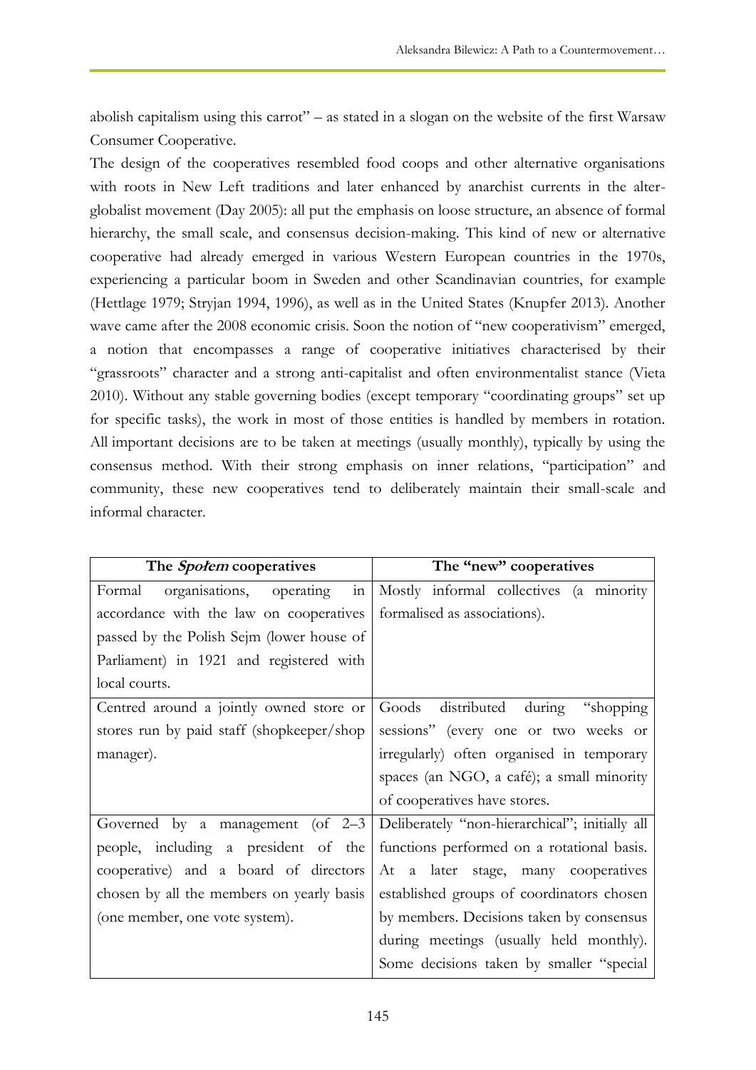abolish capitalism using this carrot" – as stated in a slogan on the website of the first Warsaw Consumer Cooperative.

The design of the cooperatives resembled food coops and other alternative organisations with roots in New Left traditions and later enhanced by anarchist currents in the alter-globalist movement (Day 2005): all put the emphasis on loose structure, an absence of formal hierarchy, the small scale, and consensus decision-making. This kind of new or alternative cooperative had already emerged in various Western European countries in the 1970s, experiencing a particular boom in Sweden and other Scandinavian countries, for example (Hettlage 1979; Stryjan 1994, 1996), as well as in the United States (Knupfer 2013). Another wave came after the 2008 economic crisis. Soon the notion of "new cooperativism" emerged, a notion that encompasses a range of cooperative initiatives characterised by their "grassroots" character and a strong anti-capitalist and often environmentalist stance (Vieta 2010). Without any stable governing bodies (except temporary "coordinating groups" set up for specific tasks), the work in most of those entities is handled by members in rotation. All important decisions are to be taken at meetings (usually monthly), typically by using the consensus method. With their strong emphasis on inner relations, "participation" and community, these new cooperatives tend to deliberately maintain their small-scale and informal character.

| The *Społem* cooperatives | The "new" cooperatives |
|---|---|
| Formal organisations, operating in accordance with the law on cooperatives passed by the Polish Sejm (lower house of Parliament) in 1921 and registered with local courts. | Mostly informal collectives (a minority formalised as associations). |
| Centred around a jointly owned store or stores run by paid staff (shopkeeper/shop manager). | Goods distributed during "shopping sessions" (every one or two weeks or irregularly) often organised in temporary spaces (an NGO, a café); a small minority of cooperatives have stores. |
| Governed by a management (of 2–3 people, including a president of the cooperative) and a board of directors chosen by all the members on yearly basis (one member, one vote system). | Deliberately "non-hierarchical"; initially all functions performed on a rotational basis. At a later stage, many cooperatives established groups of coordinators chosen by members. Decisions taken by consensus during meetings (usually held monthly). Some decisions taken by smaller "special |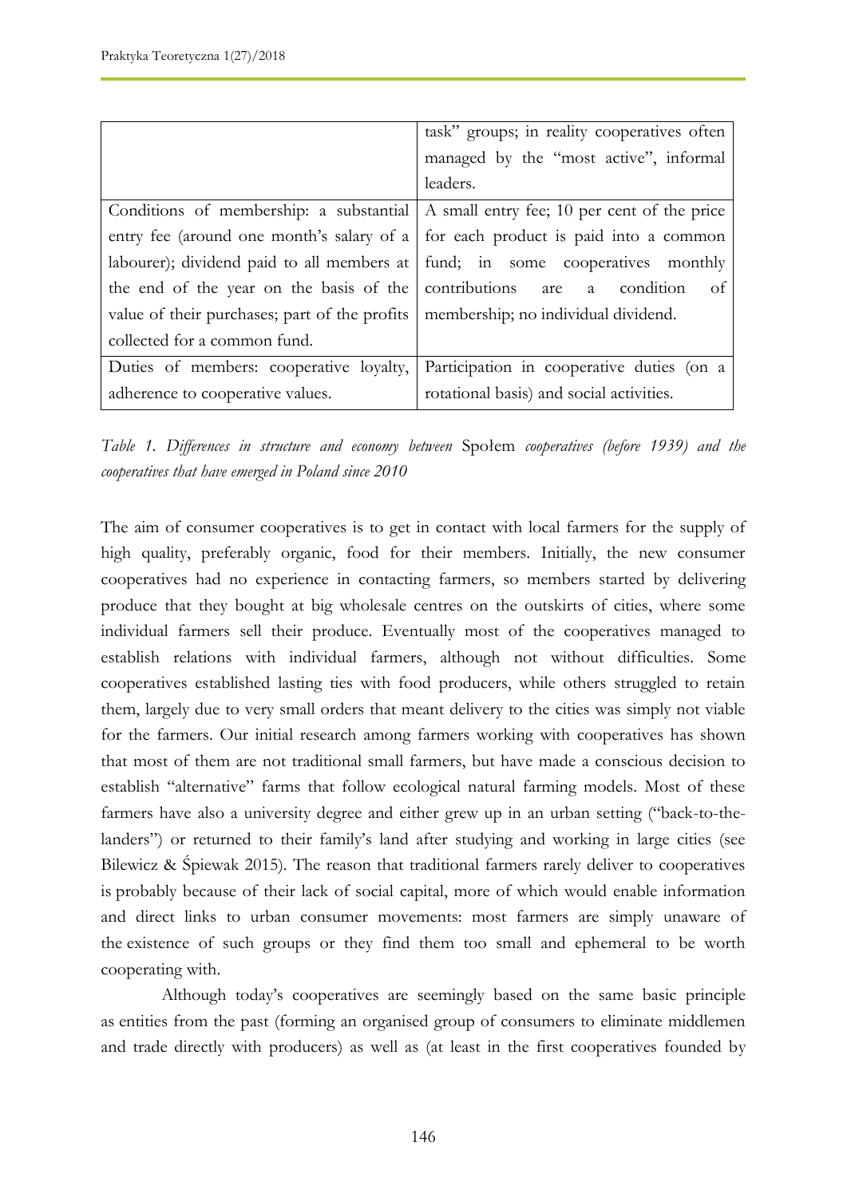| | |
|---|---|
| | task" groups; in reality cooperatives often managed by the "most active", informal leaders. |
| Conditions of membership: a substantial entry fee (around one month's salary of a labourer); dividend paid to all members at the end of the year on the basis of the value of their purchases; part of the profits collected for a common fund. | A small entry fee; 10 per cent of the price for each product is paid into a common fund; in some cooperatives monthly contributions are a condition of membership; no individual dividend. |
| Duties of members: cooperative loyalty, adherence to cooperative values. | Participation in cooperative duties (on a rotational basis) and social activities. |

*Table 1. Differences in structure and economy between* Społem *cooperatives (before 1939) and the cooperatives that have emerged in Poland since 2010*

The aim of consumer cooperatives is to get in contact with local farmers for the supply of high quality, preferably organic, food for their members. Initially, the new consumer cooperatives had no experience in contacting farmers, so members started by delivering produce that they bought at big wholesale centres on the outskirts of cities, where some individual farmers sell their produce. Eventually most of the cooperatives managed to establish relations with individual farmers, although not without difficulties. Some cooperatives established lasting ties with food producers, while others struggled to retain them, largely due to very small orders that meant delivery to the cities was simply not viable for the farmers. Our initial research among farmers working with cooperatives has shown that most of them are not traditional small farmers, but have made a conscious decision to establish "alternative" farms that follow ecological natural farming models. Most of these farmers have also a university degree and either grew up in an urban setting ("back-to-the-landers") or returned to their family's land after studying and working in large cities (see Bilewicz & Śpiewak 2015). The reason that traditional farmers rarely deliver to cooperatives is probably because of their lack of social capital, more of which would enable information and direct links to urban consumer movements: most farmers are simply unaware of the existence of such groups or they find them too small and ephemeral to be worth cooperating with.

Although today's cooperatives are seemingly based on the same basic principle as entities from the past (forming an organised group of consumers to eliminate middlemen and trade directly with producers) as well as (at least in the first cooperatives founded by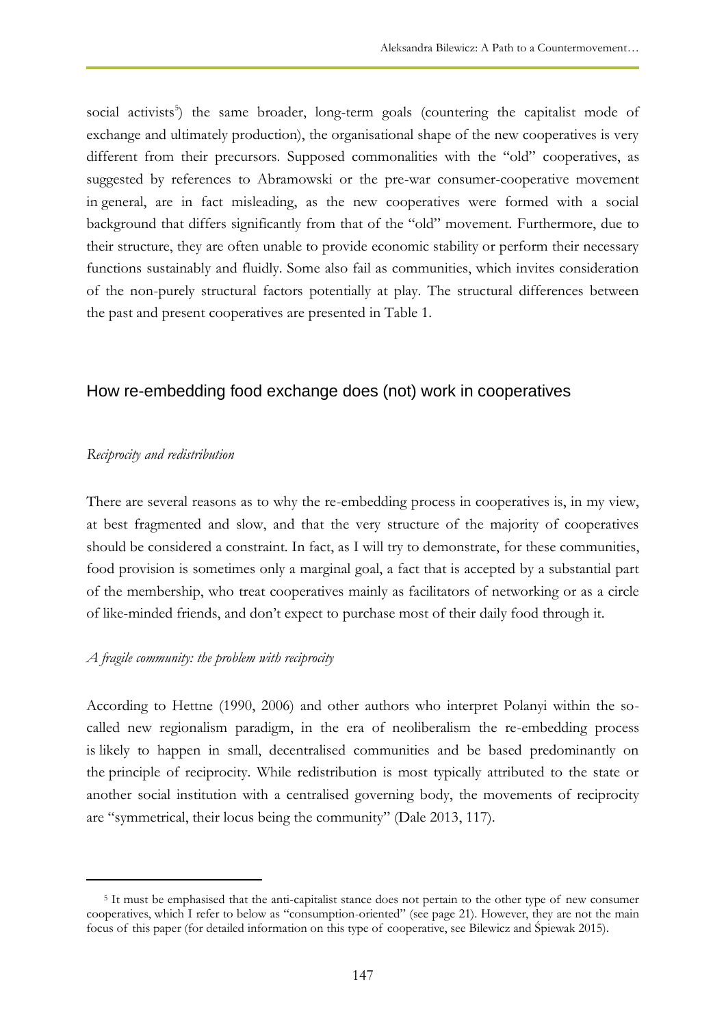social activists[5]) the same broader, long-term goals (countering the capitalist mode of exchange and ultimately production), the organisational shape of the new cooperatives is very different from their precursors. Supposed commonalities with the "old" cooperatives, as suggested by references to Abramowski or the pre-war consumer-cooperative movement in general, are in fact misleading, as the new cooperatives were formed with a social background that differs significantly from that of the "old" movement. Furthermore, due to their structure, they are often unable to provide economic stability or perform their necessary functions sustainably and fluidly. Some also fail as communities, which invites consideration of the non-purely structural factors potentially at play. The structural differences between the past and present cooperatives are presented in Table 1.

## How re-embedding food exchange does (not) work in cooperatives

### *Reciprocity and redistribution*

There are several reasons as to why the re-embedding process in cooperatives is, in my view, at best fragmented and slow, and that the very structure of the majority of cooperatives should be considered a constraint. In fact, as I will try to demonstrate, for these communities, food provision is sometimes only a marginal goal, a fact that is accepted by a substantial part of the membership, who treat cooperatives mainly as facilitators of networking or as a circle of like-minded friends, and don't expect to purchase most of their daily food through it.

### *A fragile community: the problem with reciprocity*

According to Hettne (1990, 2006) and other authors who interpret Polanyi within the so-called new regionalism paradigm, in the era of neoliberalism the re-embedding process is likely to happen in small, decentralised communities and be based predominantly on the principle of reciprocity. While redistribution is most typically attributed to the state or another social institution with a centralised governing body, the movements of reciprocity are "symmetrical, their locus being the community" (Dale 2013, 117).

---

[5] It must be emphasised that the anti-capitalist stance does not pertain to the other type of new consumer cooperatives, which I refer to below as "consumption-oriented" (see page 21). However, they are not the main focus of this paper (for detailed information on this type of cooperative, see Bilewicz and Śpiewak 2015).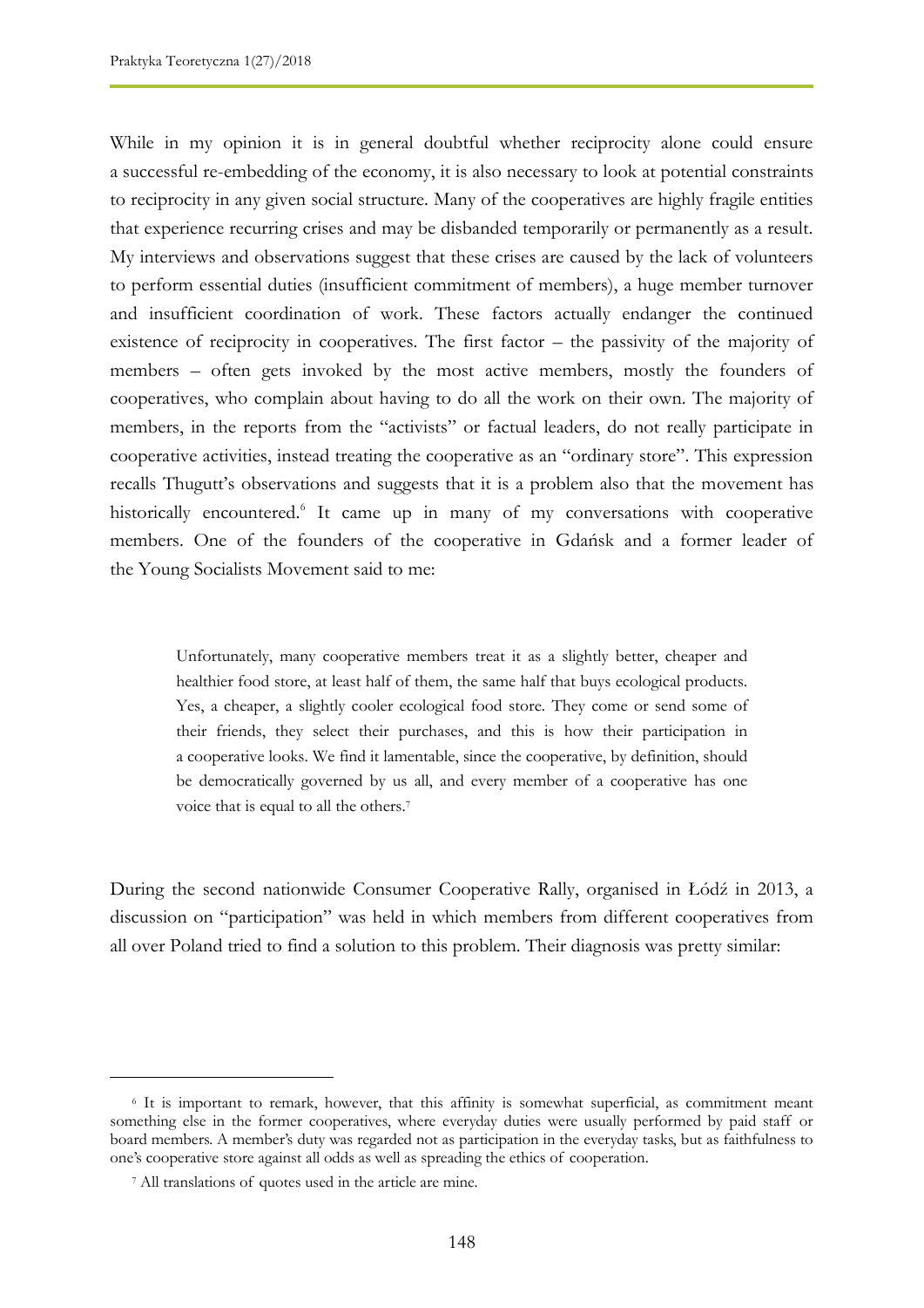While in my opinion it is in general doubtful whether reciprocity alone could ensure a successful re-embedding of the economy, it is also necessary to look at potential constraints to reciprocity in any given social structure. Many of the cooperatives are highly fragile entities that experience recurring crises and may be disbanded temporarily or permanently as a result. My interviews and observations suggest that these crises are caused by the lack of volunteers to perform essential duties (insufficient commitment of members), a huge member turnover and insufficient coordination of work. These factors actually endanger the continued existence of reciprocity in cooperatives. The first factor – the passivity of the majority of members – often gets invoked by the most active members, mostly the founders of cooperatives, who complain about having to do all the work on their own. The majority of members, in the reports from the "activists" or factual leaders, do not really participate in cooperative activities, instead treating the cooperative as an "ordinary store". This expression recalls Thugutt's observations and suggests that it is a problem also that the movement has historically encountered.[6] It came up in many of my conversations with cooperative members. One of the founders of the cooperative in Gdańsk and a former leader of the Young Socialists Movement said to me:

> Unfortunately, many cooperative members treat it as a slightly better, cheaper and healthier food store, at least half of them, the same half that buys ecological products. Yes, a cheaper, a slightly cooler ecological food store. They come or send some of their friends, they select their purchases, and this is how their participation in a cooperative looks. We find it lamentable, since the cooperative, by definition, should be democratically governed by us all, and every member of a cooperative has one voice that is equal to all the others.[7]

During the second nationwide Consumer Cooperative Rally, organised in Łódź in 2013, a discussion on "participation" was held in which members from different cooperatives from all over Poland tried to find a solution to this problem. Their diagnosis was pretty similar:

---

[6] It is important to remark, however, that this affinity is somewhat superficial, as commitment meant something else in the former cooperatives, where everyday duties were usually performed by paid staff or board members. A member's duty was regarded not as participation in the everyday tasks, but as faithfulness to one's cooperative store against all odds as well as spreading the ethics of cooperation.

[7] All translations of quotes used in the article are mine.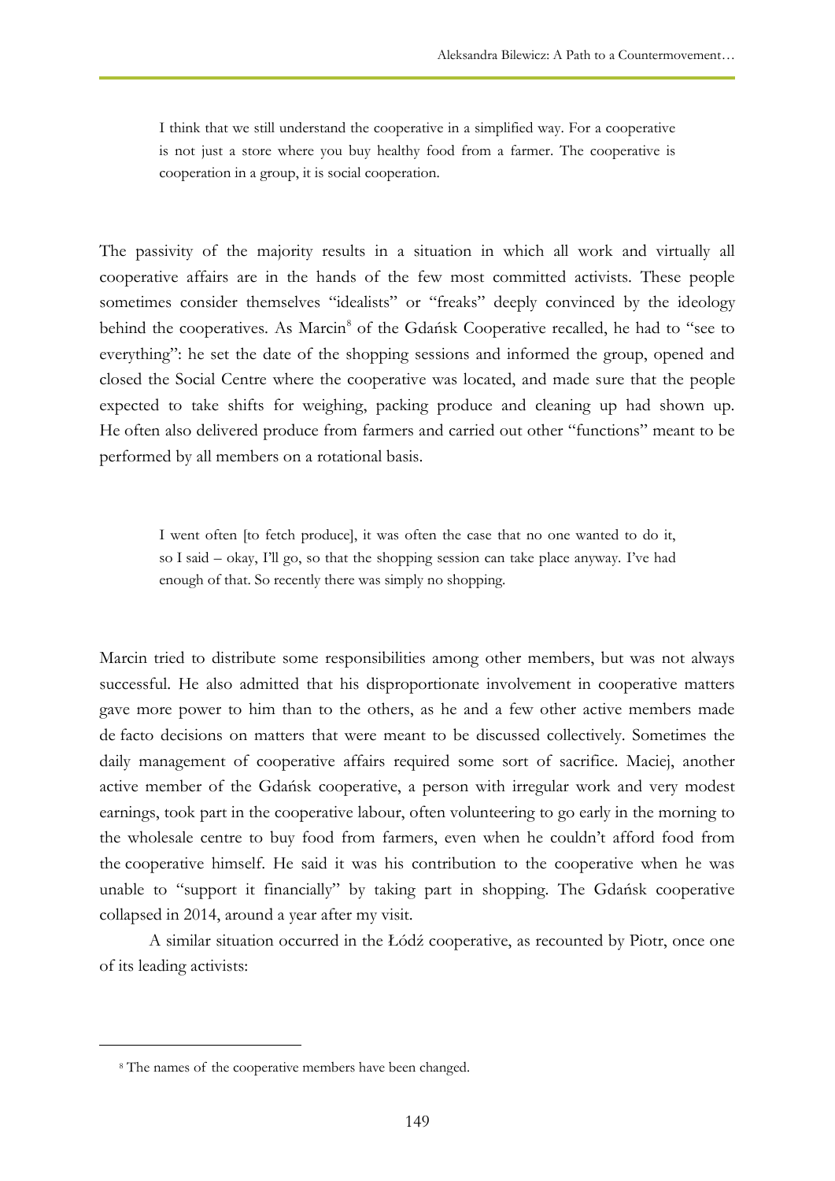> I think that we still understand the cooperative in a simplified way. For a cooperative is not just a store where you buy healthy food from a farmer. The cooperative is cooperation in a group, it is social cooperation.

The passivity of the majority results in a situation in which all work and virtually all cooperative affairs are in the hands of the few most committed activists. These people sometimes consider themselves "idealists" or "freaks" deeply convinced by the ideology behind the cooperatives. As Marcin[8] of the Gdańsk Cooperative recalled, he had to "see to everything": he set the date of the shopping sessions and informed the group, opened and closed the Social Centre where the cooperative was located, and made sure that the people expected to take shifts for weighing, packing produce and cleaning up had shown up. He often also delivered produce from farmers and carried out other "functions" meant to be performed by all members on a rotational basis.

> I went often [to fetch produce], it was often the case that no one wanted to do it, so I said – okay, I'll go, so that the shopping session can take place anyway. I've had enough of that. So recently there was simply no shopping.

Marcin tried to distribute some responsibilities among other members, but was not always successful. He also admitted that his disproportionate involvement in cooperative matters gave more power to him than to the others, as he and a few other active members made de facto decisions on matters that were meant to be discussed collectively. Sometimes the daily management of cooperative affairs required some sort of sacrifice. Maciej, another active member of the Gdańsk cooperative, a person with irregular work and very modest earnings, took part in the cooperative labour, often volunteering to go early in the morning to the wholesale centre to buy food from farmers, even when he couldn't afford food from the cooperative himself. He said it was his contribution to the cooperative when he was unable to "support it financially" by taking part in shopping. The Gdańsk cooperative collapsed in 2014, around a year after my visit.

A similar situation occurred in the Łódź cooperative, as recounted by Piotr, once one of its leading activists:

[8] The names of the cooperative members have been changed.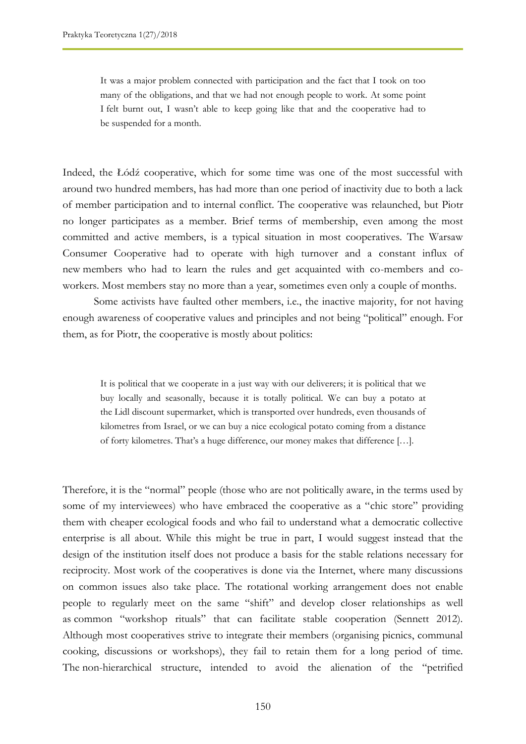> It was a major problem connected with participation and the fact that I took on too many of the obligations, and that we had not enough people to work. At some point I felt burnt out, I wasn't able to keep going like that and the cooperative had to be suspended for a month.

Indeed, the Łódź cooperative, which for some time was one of the most successful with around two hundred members, has had more than one period of inactivity due to both a lack of member participation and to internal conflict. The cooperative was relaunched, but Piotr no longer participates as a member. Brief terms of membership, even among the most committed and active members, is a typical situation in most cooperatives. The Warsaw Consumer Cooperative had to operate with high turnover and a constant influx of new members who had to learn the rules and get acquainted with co-members and co-workers. Most members stay no more than a year, sometimes even only a couple of months.

Some activists have faulted other members, i.e., the inactive majority, for not having enough awareness of cooperative values and principles and not being "political" enough. For them, as for Piotr, the cooperative is mostly about politics:

> It is political that we cooperate in a just way with our deliverers; it is political that we buy locally and seasonally, because it is totally political. We can buy a potato at the Lidl discount supermarket, which is transported over hundreds, even thousands of kilometres from Israel, or we can buy a nice ecological potato coming from a distance of forty kilometres. That's a huge difference, our money makes that difference […].

Therefore, it is the "normal" people (those who are not politically aware, in the terms used by some of my interviewees) who have embraced the cooperative as a "chic store" providing them with cheaper ecological foods and who fail to understand what a democratic collective enterprise is all about. While this might be true in part, I would suggest instead that the design of the institution itself does not produce a basis for the stable relations necessary for reciprocity. Most work of the cooperatives is done via the Internet, where many discussions on common issues also take place. The rotational working arrangement does not enable people to regularly meet on the same "shift" and develop closer relationships as well as common "workshop rituals" that can facilitate stable cooperation (Sennett 2012). Although most cooperatives strive to integrate their members (organising picnics, communal cooking, discussions or workshops), they fail to retain them for a long period of time. The non-hierarchical structure, intended to avoid the alienation of the "petrified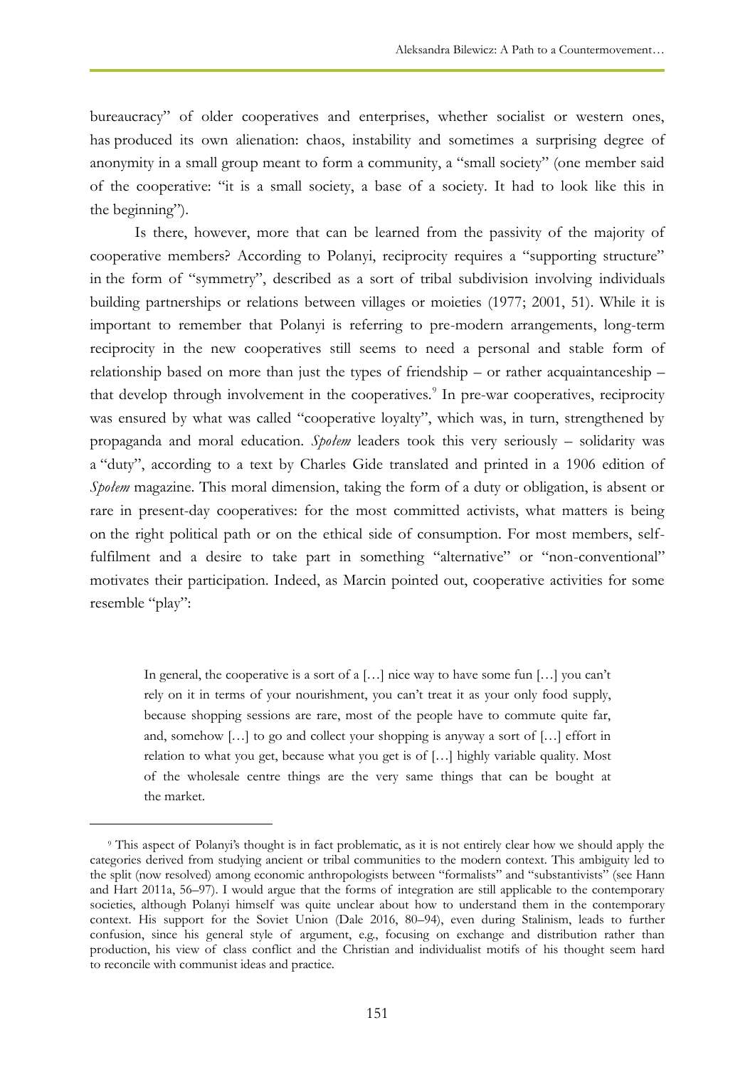bureaucracy" of older cooperatives and enterprises, whether socialist or western ones, has produced its own alienation: chaos, instability and sometimes a surprising degree of anonymity in a small group meant to form a community, a "small society" (one member said of the cooperative: "it is a small society, a base of a society. It had to look like this in the beginning").

Is there, however, more that can be learned from the passivity of the majority of cooperative members? According to Polanyi, reciprocity requires a "supporting structure" in the form of "symmetry", described as a sort of tribal subdivision involving individuals building partnerships or relations between villages or moieties (1977; 2001, 51). While it is important to remember that Polanyi is referring to pre-modern arrangements, long-term reciprocity in the new cooperatives still seems to need a personal and stable form of relationship based on more than just the types of friendship – or rather acquaintanceship – that develop through involvement in the cooperatives.[9] In pre-war cooperatives, reciprocity was ensured by what was called "cooperative loyalty", which was, in turn, strengthened by propaganda and moral education. *Społem* leaders took this very seriously – solidarity was a "duty", according to a text by Charles Gide translated and printed in a 1906 edition of *Społem* magazine. This moral dimension, taking the form of a duty or obligation, is absent or rare in present-day cooperatives: for the most committed activists, what matters is being on the right political path or on the ethical side of consumption. For most members, self-fulfilment and a desire to take part in something "alternative" or "non-conventional" motivates their participation. Indeed, as Marcin pointed out, cooperative activities for some resemble "play":

> In general, the cooperative is a sort of a […] nice way to have some fun […] you can't rely on it in terms of your nourishment, you can't treat it as your only food supply, because shopping sessions are rare, most of the people have to commute quite far, and, somehow […] to go and collect your shopping is anyway a sort of […] effort in relation to what you get, because what you get is of […] highly variable quality. Most of the wholesale centre things are the very same things that can be bought at the market.

---

[9] This aspect of Polanyi's thought is in fact problematic, as it is not entirely clear how we should apply the categories derived from studying ancient or tribal communities to the modern context. This ambiguity led to the split (now resolved) among economic anthropologists between "formalists" and "substantivists" (see Hann and Hart 2011a, 56–97). I would argue that the forms of integration are still applicable to the contemporary societies, although Polanyi himself was quite unclear about how to understand them in the contemporary context. His support for the Soviet Union (Dale 2016, 80–94), even during Stalinism, leads to further confusion, since his general style of argument, e.g., focusing on exchange and distribution rather than production, his view of class conflict and the Christian and individualist motifs of his thought seem hard to reconcile with communist ideas and practice.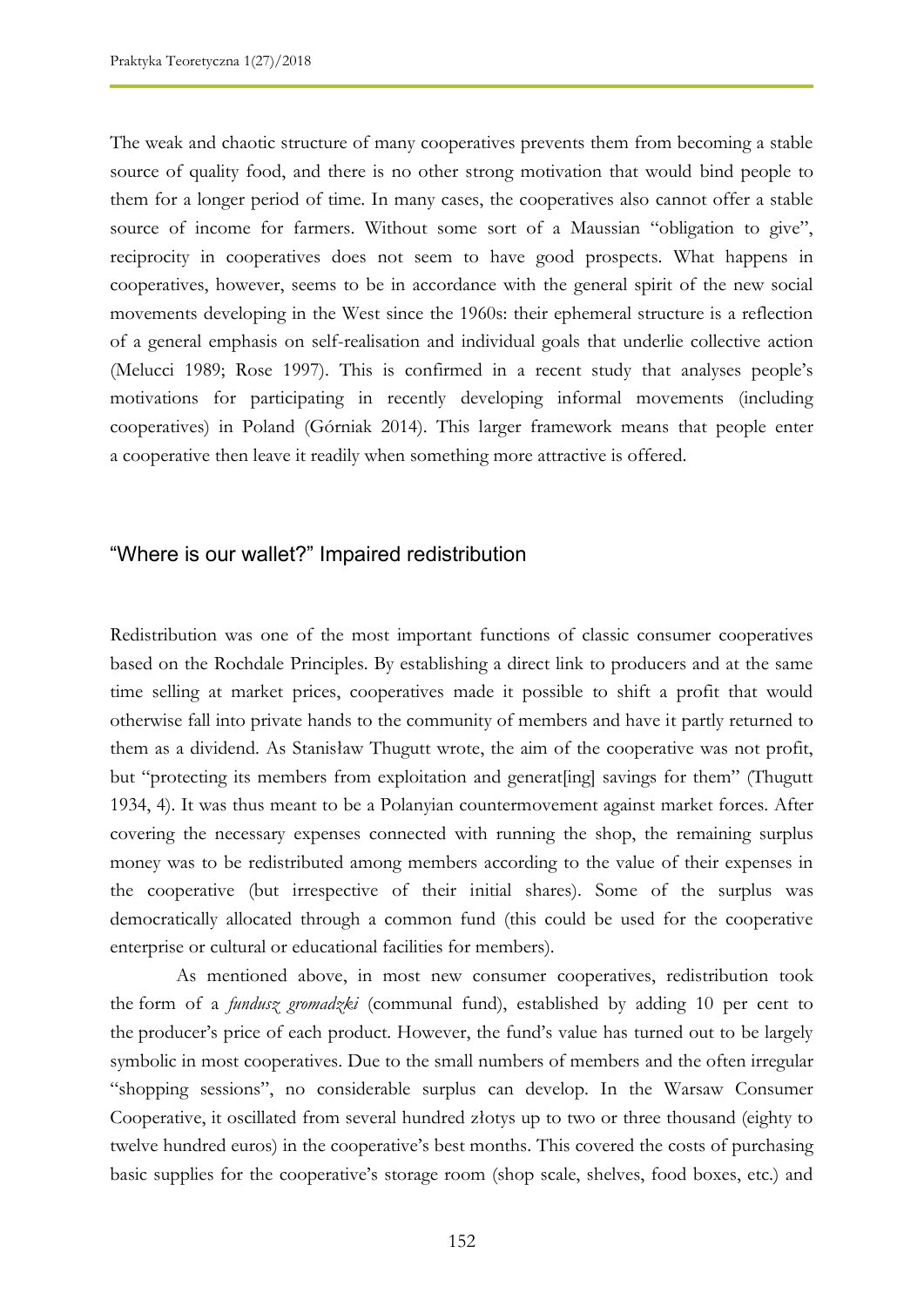The weak and chaotic structure of many cooperatives prevents them from becoming a stable source of quality food, and there is no other strong motivation that would bind people to them for a longer period of time. In many cases, the cooperatives also cannot offer a stable source of income for farmers. Without some sort of a Maussian "obligation to give", reciprocity in cooperatives does not seem to have good prospects. What happens in cooperatives, however, seems to be in accordance with the general spirit of the new social movements developing in the West since the 1960s: their ephemeral structure is a reflection of a general emphasis on self-realisation and individual goals that underlie collective action (Melucci 1989; Rose 1997). This is confirmed in a recent study that analyses people's motivations for participating in recently developing informal movements (including cooperatives) in Poland (Górniak 2014). This larger framework means that people enter a cooperative then leave it readily when something more attractive is offered.

## "Where is our wallet?" Impaired redistribution

Redistribution was one of the most important functions of classic consumer cooperatives based on the Rochdale Principles. By establishing a direct link to producers and at the same time selling at market prices, cooperatives made it possible to shift a profit that would otherwise fall into private hands to the community of members and have it partly returned to them as a dividend. As Stanisław Thugutt wrote, the aim of the cooperative was not profit, but "protecting its members from exploitation and generat[ing] savings for them" (Thugutt 1934, 4). It was thus meant to be a Polanyian countermovement against market forces. After covering the necessary expenses connected with running the shop, the remaining surplus money was to be redistributed among members according to the value of their expenses in the cooperative (but irrespective of their initial shares). Some of the surplus was democratically allocated through a common fund (this could be used for the cooperative enterprise or cultural or educational facilities for members).

As mentioned above, in most new consumer cooperatives, redistribution took the form of a *fundusz gromadzki* (communal fund), established by adding 10 per cent to the producer's price of each product. However, the fund's value has turned out to be largely symbolic in most cooperatives. Due to the small numbers of members and the often irregular "shopping sessions", no considerable surplus can develop. In the Warsaw Consumer Cooperative, it oscillated from several hundred złotys up to two or three thousand (eighty to twelve hundred euros) in the cooperative's best months. This covered the costs of purchasing basic supplies for the cooperative's storage room (shop scale, shelves, food boxes, etc.) and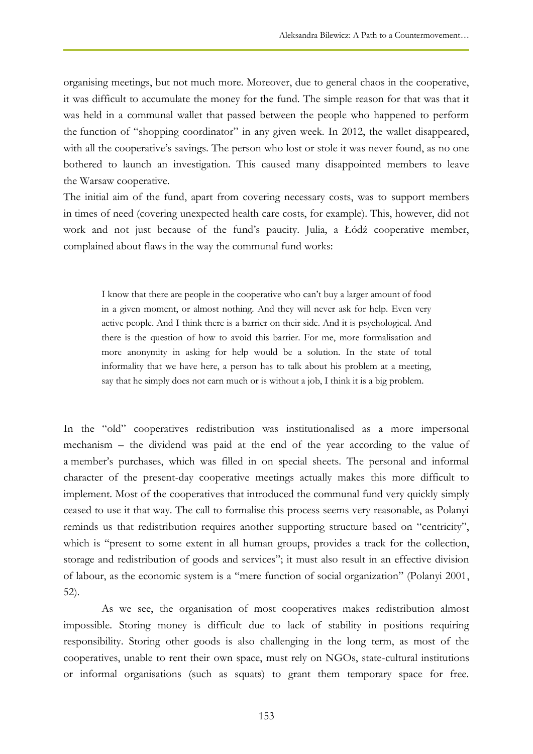organising meetings, but not much more. Moreover, due to general chaos in the cooperative, it was difficult to accumulate the money for the fund. The simple reason for that was that it was held in a communal wallet that passed between the people who happened to perform the function of "shopping coordinator" in any given week. In 2012, the wallet disappeared, with all the cooperative's savings. The person who lost or stole it was never found, as no one bothered to launch an investigation. This caused many disappointed members to leave the Warsaw cooperative.

The initial aim of the fund, apart from covering necessary costs, was to support members in times of need (covering unexpected health care costs, for example). This, however, did not work and not just because of the fund's paucity. Julia, a Łódź cooperative member, complained about flaws in the way the communal fund works:

> I know that there are people in the cooperative who can't buy a larger amount of food in a given moment, or almost nothing. And they will never ask for help. Even very active people. And I think there is a barrier on their side. And it is psychological. And there is the question of how to avoid this barrier. For me, more formalisation and more anonymity in asking for help would be a solution. In the state of total informality that we have here, a person has to talk about his problem at a meeting, say that he simply does not earn much or is without a job, I think it is a big problem.

In the "old" cooperatives redistribution was institutionalised as a more impersonal mechanism – the dividend was paid at the end of the year according to the value of a member's purchases, which was filled in on special sheets. The personal and informal character of the present-day cooperative meetings actually makes this more difficult to implement. Most of the cooperatives that introduced the communal fund very quickly simply ceased to use it that way. The call to formalise this process seems very reasonable, as Polanyi reminds us that redistribution requires another supporting structure based on "centricity", which is "present to some extent in all human groups, provides a track for the collection, storage and redistribution of goods and services"; it must also result in an effective division of labour, as the economic system is a "mere function of social organization" (Polanyi 2001, 52).

As we see, the organisation of most cooperatives makes redistribution almost impossible. Storing money is difficult due to lack of stability in positions requiring responsibility. Storing other goods is also challenging in the long term, as most of the cooperatives, unable to rent their own space, must rely on NGOs, state-cultural institutions or informal organisations (such as squats) to grant them temporary space for free.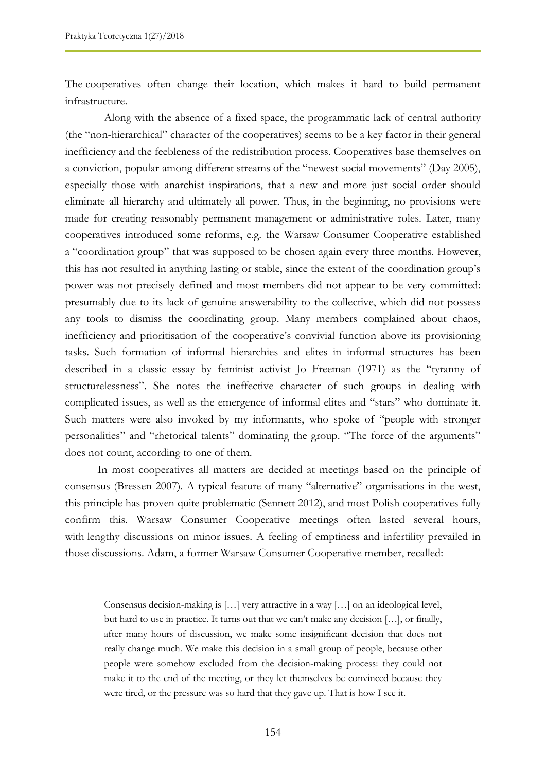The cooperatives often change their location, which makes it hard to build permanent infrastructure.

Along with the absence of a fixed space, the programmatic lack of central authority (the "non-hierarchical" character of the cooperatives) seems to be a key factor in their general inefficiency and the feebleness of the redistribution process. Cooperatives base themselves on a conviction, popular among different streams of the "newest social movements" (Day 2005), especially those with anarchist inspirations, that a new and more just social order should eliminate all hierarchy and ultimately all power. Thus, in the beginning, no provisions were made for creating reasonably permanent management or administrative roles. Later, many cooperatives introduced some reforms, e.g. the Warsaw Consumer Cooperative established a "coordination group" that was supposed to be chosen again every three months. However, this has not resulted in anything lasting or stable, since the extent of the coordination group's power was not precisely defined and most members did not appear to be very committed: presumably due to its lack of genuine answerability to the collective, which did not possess any tools to dismiss the coordinating group. Many members complained about chaos, inefficiency and prioritisation of the cooperative's convivial function above its provisioning tasks. Such formation of informal hierarchies and elites in informal structures has been described in a classic essay by feminist activist Jo Freeman (1971) as the "tyranny of structurelessness". She notes the ineffective character of such groups in dealing with complicated issues, as well as the emergence of informal elites and "stars" who dominate it. Such matters were also invoked by my informants, who spoke of "people with stronger personalities" and "rhetorical talents" dominating the group. "The force of the arguments" does not count, according to one of them.

In most cooperatives all matters are decided at meetings based on the principle of consensus (Bressen 2007). A typical feature of many "alternative" organisations in the west, this principle has proven quite problematic (Sennett 2012), and most Polish cooperatives fully confirm this. Warsaw Consumer Cooperative meetings often lasted several hours, with lengthy discussions on minor issues. A feeling of emptiness and infertility prevailed in those discussions. Adam, a former Warsaw Consumer Cooperative member, recalled:

> Consensus decision-making is […] very attractive in a way […] on an ideological level, but hard to use in practice. It turns out that we can't make any decision […], or finally, after many hours of discussion, we make some insignificant decision that does not really change much. We make this decision in a small group of people, because other people were somehow excluded from the decision-making process: they could not make it to the end of the meeting, or they let themselves be convinced because they were tired, or the pressure was so hard that they gave up. That is how I see it.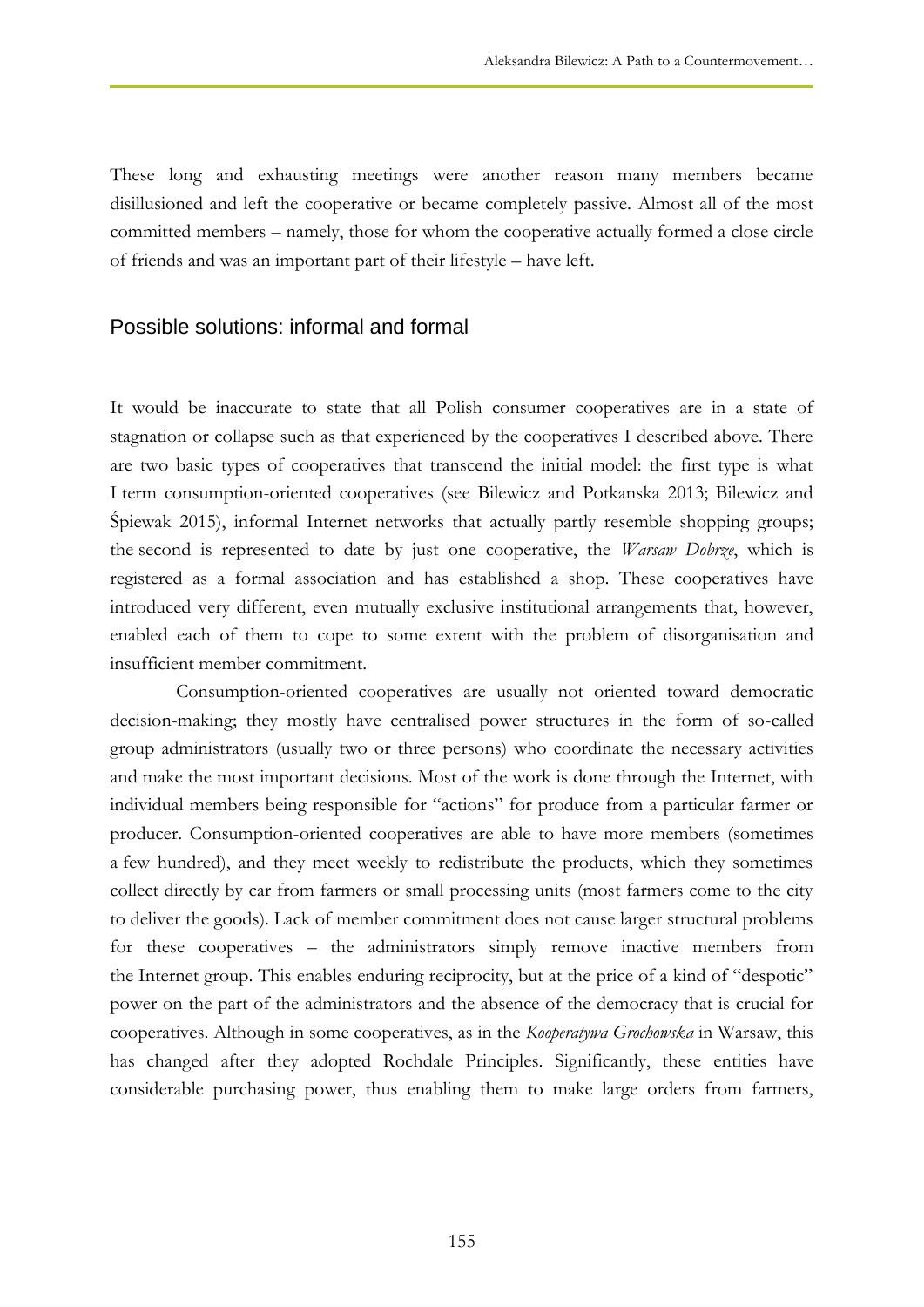These long and exhausting meetings were another reason many members became disillusioned and left the cooperative or became completely passive. Almost all of the most committed members – namely, those for whom the cooperative actually formed a close circle of friends and was an important part of their lifestyle – have left.

## Possible solutions: informal and formal

It would be inaccurate to state that all Polish consumer cooperatives are in a state of stagnation or collapse such as that experienced by the cooperatives I described above. There are two basic types of cooperatives that transcend the initial model: the first type is what I term consumption-oriented cooperatives (see Bilewicz and Potkanska 2013; Bilewicz and Śpiewak 2015), informal Internet networks that actually partly resemble shopping groups; the second is represented to date by just one cooperative, the *Warsaw Dobrze*, which is registered as a formal association and has established a shop. These cooperatives have introduced very different, even mutually exclusive institutional arrangements that, however, enabled each of them to cope to some extent with the problem of disorganisation and insufficient member commitment.

Consumption-oriented cooperatives are usually not oriented toward democratic decision-making; they mostly have centralised power structures in the form of so-called group administrators (usually two or three persons) who coordinate the necessary activities and make the most important decisions. Most of the work is done through the Internet, with individual members being responsible for "actions" for produce from a particular farmer or producer. Consumption-oriented cooperatives are able to have more members (sometimes a few hundred), and they meet weekly to redistribute the products, which they sometimes collect directly by car from farmers or small processing units (most farmers come to the city to deliver the goods). Lack of member commitment does not cause larger structural problems for these cooperatives – the administrators simply remove inactive members from the Internet group. This enables enduring reciprocity, but at the price of a kind of "despotic" power on the part of the administrators and the absence of the democracy that is crucial for cooperatives. Although in some cooperatives, as in the *Kooperatywa Grochowska* in Warsaw, this has changed after they adopted Rochdale Principles. Significantly, these entities have considerable purchasing power, thus enabling them to make large orders from farmers,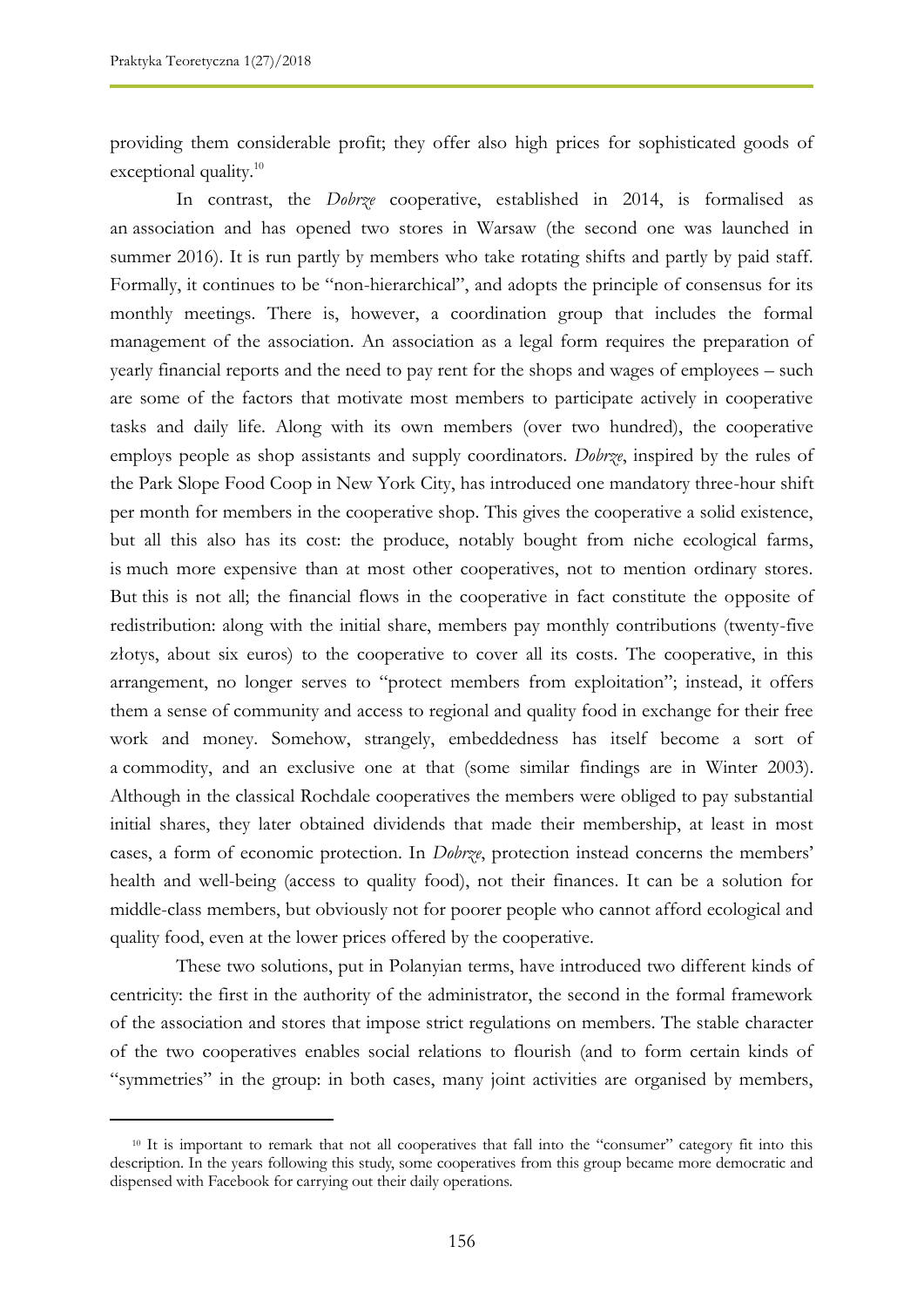providing them considerable profit; they offer also high prices for sophisticated goods of exceptional quality.[10]

In contrast, the *Dobrze* cooperative, established in 2014, is formalised as an association and has opened two stores in Warsaw (the second one was launched in summer 2016). It is run partly by members who take rotating shifts and partly by paid staff. Formally, it continues to be "non-hierarchical", and adopts the principle of consensus for its monthly meetings. There is, however, a coordination group that includes the formal management of the association. An association as a legal form requires the preparation of yearly financial reports and the need to pay rent for the shops and wages of employees – such are some of the factors that motivate most members to participate actively in cooperative tasks and daily life. Along with its own members (over two hundred), the cooperative employs people as shop assistants and supply coordinators. *Dobrze*, inspired by the rules of the Park Slope Food Coop in New York City, has introduced one mandatory three-hour shift per month for members in the cooperative shop. This gives the cooperative a solid existence, but all this also has its cost: the produce, notably bought from niche ecological farms, is much more expensive than at most other cooperatives, not to mention ordinary stores. But this is not all; the financial flows in the cooperative in fact constitute the opposite of redistribution: along with the initial share, members pay monthly contributions (twenty-five złotys, about six euros) to the cooperative to cover all its costs. The cooperative, in this arrangement, no longer serves to "protect members from exploitation"; instead, it offers them a sense of community and access to regional and quality food in exchange for their free work and money. Somehow, strangely, embeddedness has itself become a sort of a commodity, and an exclusive one at that (some similar findings are in Winter 2003). Although in the classical Rochdale cooperatives the members were obliged to pay substantial initial shares, they later obtained dividends that made their membership, at least in most cases, a form of economic protection. In *Dobrze*, protection instead concerns the members' health and well-being (access to quality food), not their finances. It can be a solution for middle-class members, but obviously not for poorer people who cannot afford ecological and quality food, even at the lower prices offered by the cooperative.

These two solutions, put in Polanyian terms, have introduced two different kinds of centricity: the first in the authority of the administrator, the second in the formal framework of the association and stores that impose strict regulations on members. The stable character of the two cooperatives enables social relations to flourish (and to form certain kinds of "symmetries" in the group: in both cases, many joint activities are organised by members,

[10] It is important to remark that not all cooperatives that fall into the "consumer" category fit into this description. In the years following this study, some cooperatives from this group became more democratic and dispensed with Facebook for carrying out their daily operations.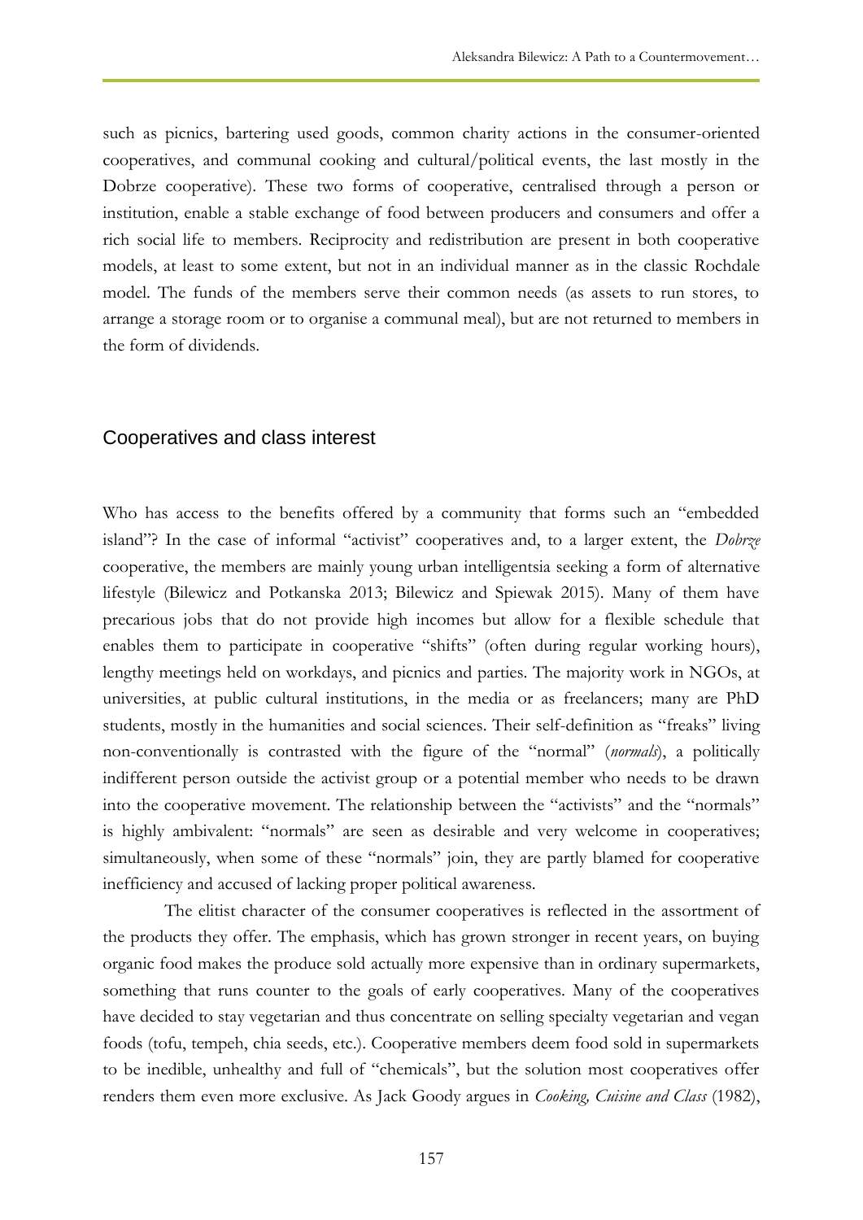such as picnics, bartering used goods, common charity actions in the consumer-oriented cooperatives, and communal cooking and cultural/political events, the last mostly in the Dobrze cooperative). These two forms of cooperative, centralised through a person or institution, enable a stable exchange of food between producers and consumers and offer a rich social life to members. Reciprocity and redistribution are present in both cooperative models, at least to some extent, but not in an individual manner as in the classic Rochdale model. The funds of the members serve their common needs (as assets to run stores, to arrange a storage room or to organise a communal meal), but are not returned to members in the form of dividends.

## Cooperatives and class interest

Who has access to the benefits offered by a community that forms such an "embedded island"? In the case of informal "activist" cooperatives and, to a larger extent, the *Dobrze* cooperative, the members are mainly young urban intelligentsia seeking a form of alternative lifestyle (Bilewicz and Potkanska 2013; Bilewicz and Spiewak 2015). Many of them have precarious jobs that do not provide high incomes but allow for a flexible schedule that enables them to participate in cooperative "shifts" (often during regular working hours), lengthy meetings held on workdays, and picnics and parties. The majority work in NGOs, at universities, at public cultural institutions, in the media or as freelancers; many are PhD students, mostly in the humanities and social sciences. Their self-definition as "freaks" living non-conventionally is contrasted with the figure of the "normal" (*normals*), a politically indifferent person outside the activist group or a potential member who needs to be drawn into the cooperative movement. The relationship between the "activists" and the "normals" is highly ambivalent: "normals" are seen as desirable and very welcome in cooperatives; simultaneously, when some of these "normals" join, they are partly blamed for cooperative inefficiency and accused of lacking proper political awareness.

The elitist character of the consumer cooperatives is reflected in the assortment of the products they offer. The emphasis, which has grown stronger in recent years, on buying organic food makes the produce sold actually more expensive than in ordinary supermarkets, something that runs counter to the goals of early cooperatives. Many of the cooperatives have decided to stay vegetarian and thus concentrate on selling specialty vegetarian and vegan foods (tofu, tempeh, chia seeds, etc.). Cooperative members deem food sold in supermarkets to be inedible, unhealthy and full of "chemicals", but the solution most cooperatives offer renders them even more exclusive. As Jack Goody argues in *Cooking, Cuisine and Class* (1982),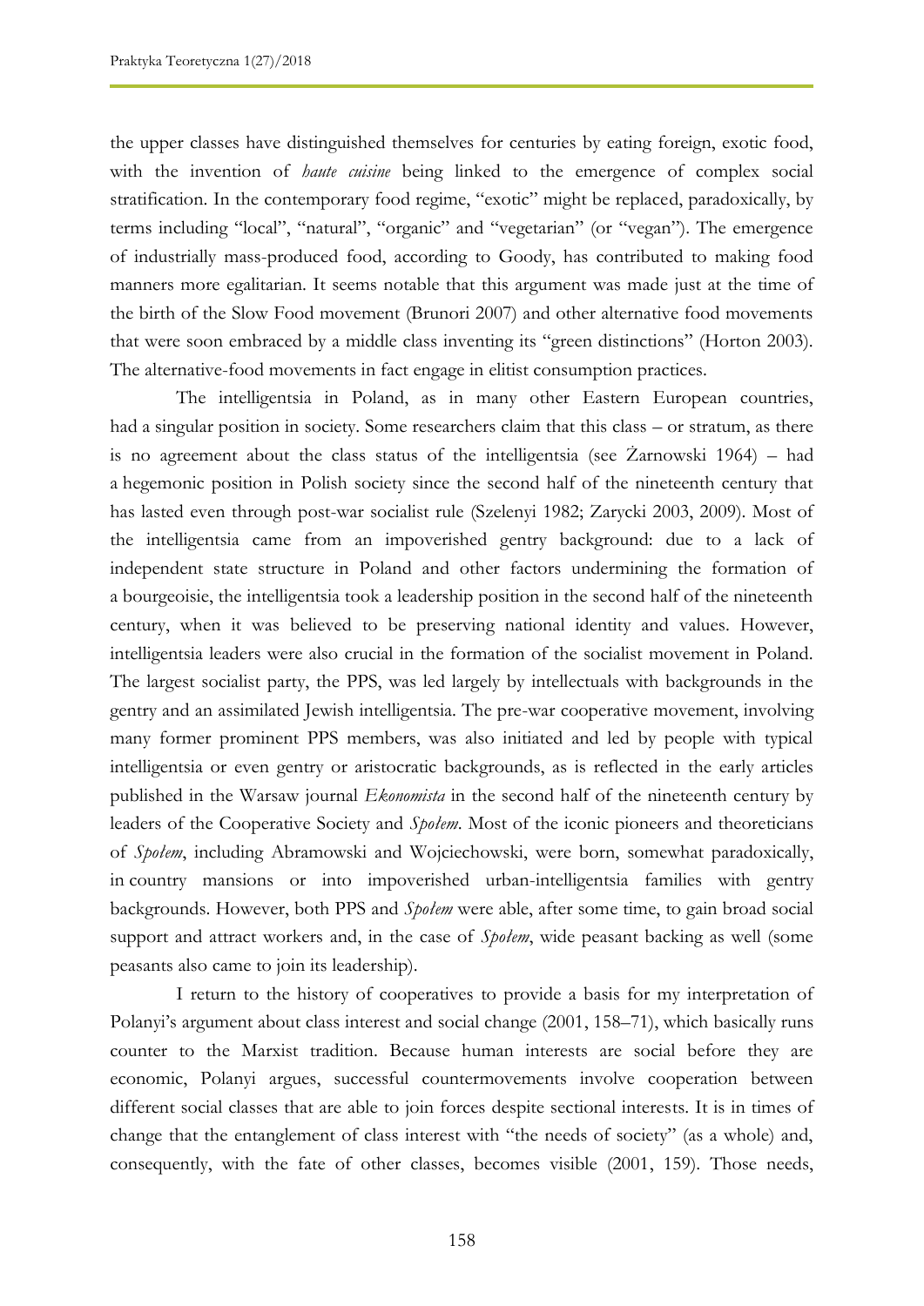the upper classes have distinguished themselves for centuries by eating foreign, exotic food, with the invention of *haute cuisine* being linked to the emergence of complex social stratification. In the contemporary food regime, "exotic" might be replaced, paradoxically, by terms including "local", "natural", "organic" and "vegetarian" (or "vegan"). The emergence of industrially mass-produced food, according to Goody, has contributed to making food manners more egalitarian. It seems notable that this argument was made just at the time of the birth of the Slow Food movement (Brunori 2007) and other alternative food movements that were soon embraced by a middle class inventing its "green distinctions" (Horton 2003). The alternative-food movements in fact engage in elitist consumption practices.

The intelligentsia in Poland, as in many other Eastern European countries, had a singular position in society. Some researchers claim that this class – or stratum, as there is no agreement about the class status of the intelligentsia (see Żarnowski 1964) – had a hegemonic position in Polish society since the second half of the nineteenth century that has lasted even through post-war socialist rule (Szelenyi 1982; Zarycki 2003, 2009). Most of the intelligentsia came from an impoverished gentry background: due to a lack of independent state structure in Poland and other factors undermining the formation of a bourgeoisie, the intelligentsia took a leadership position in the second half of the nineteenth century, when it was believed to be preserving national identity and values. However, intelligentsia leaders were also crucial in the formation of the socialist movement in Poland. The largest socialist party, the PPS, was led largely by intellectuals with backgrounds in the gentry and an assimilated Jewish intelligentsia. The pre-war cooperative movement, involving many former prominent PPS members, was also initiated and led by people with typical intelligentsia or even gentry or aristocratic backgrounds, as is reflected in the early articles published in the Warsaw journal *Ekonomista* in the second half of the nineteenth century by leaders of the Cooperative Society and *Społem*. Most of the iconic pioneers and theoreticians of *Społem*, including Abramowski and Wojciechowski, were born, somewhat paradoxically, in country mansions or into impoverished urban-intelligentsia families with gentry backgrounds. However, both PPS and *Społem* were able, after some time, to gain broad social support and attract workers and, in the case of *Społem*, wide peasant backing as well (some peasants also came to join its leadership).

I return to the history of cooperatives to provide a basis for my interpretation of Polanyi's argument about class interest and social change (2001, 158–71), which basically runs counter to the Marxist tradition. Because human interests are social before they are economic, Polanyi argues, successful countermovements involve cooperation between different social classes that are able to join forces despite sectional interests. It is in times of change that the entanglement of class interest with "the needs of society" (as a whole) and, consequently, with the fate of other classes, becomes visible (2001, 159). Those needs,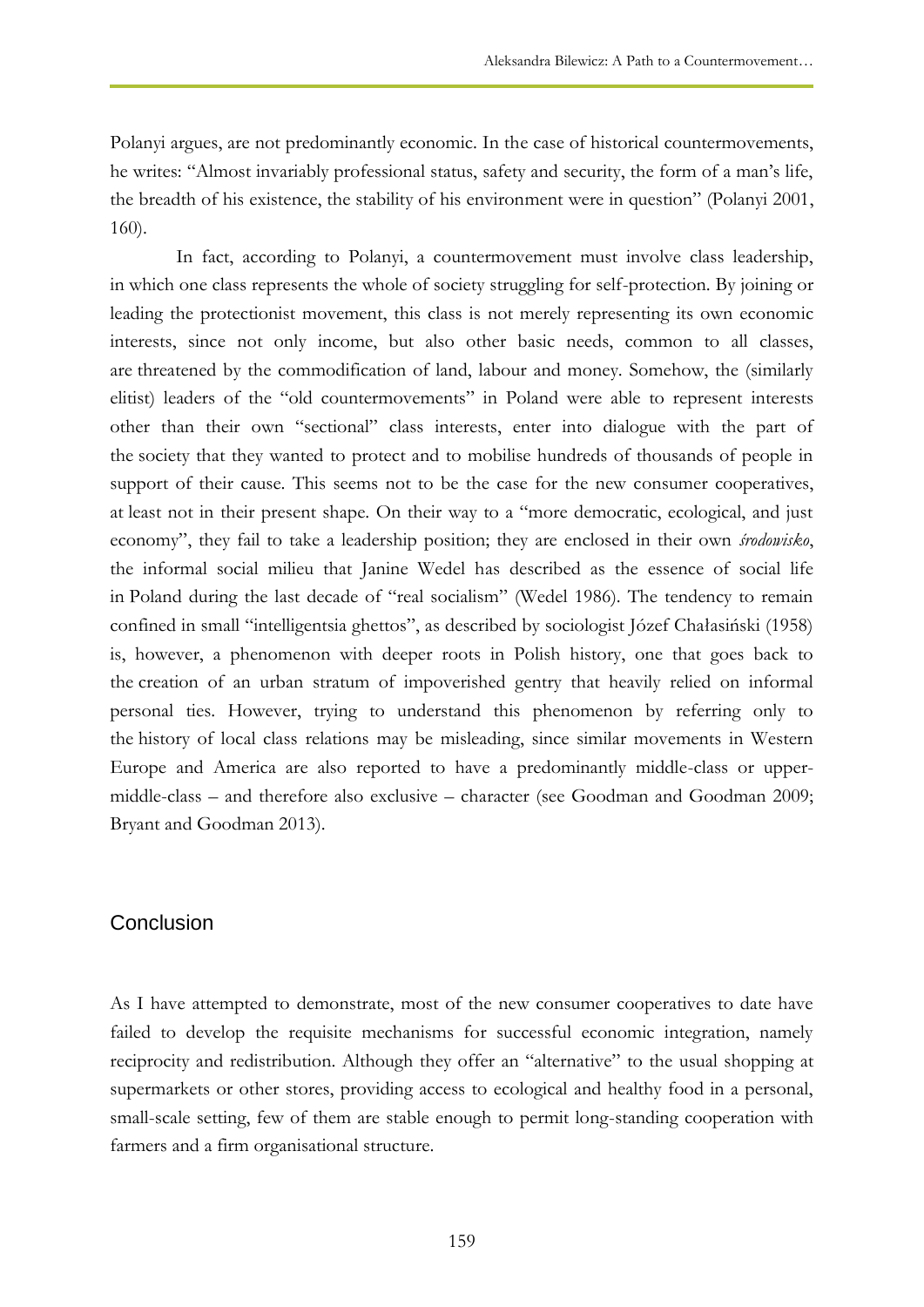Polanyi argues, are not predominantly economic. In the case of historical countermovements, he writes: "Almost invariably professional status, safety and security, the form of a man's life, the breadth of his existence, the stability of his environment were in question" (Polanyi 2001, 160).

In fact, according to Polanyi, a countermovement must involve class leadership, in which one class represents the whole of society struggling for self-protection. By joining or leading the protectionist movement, this class is not merely representing its own economic interests, since not only income, but also other basic needs, common to all classes, are threatened by the commodification of land, labour and money. Somehow, the (similarly elitist) leaders of the "old countermovements" in Poland were able to represent interests other than their own "sectional" class interests, enter into dialogue with the part of the society that they wanted to protect and to mobilise hundreds of thousands of people in support of their cause. This seems not to be the case for the new consumer cooperatives, at least not in their present shape. On their way to a "more democratic, ecological, and just economy", they fail to take a leadership position; they are enclosed in their own *środowisko*, the informal social milieu that Janine Wedel has described as the essence of social life in Poland during the last decade of "real socialism" (Wedel 1986). The tendency to remain confined in small "intelligentsia ghettos", as described by sociologist Józef Chałasiński (1958) is, however, a phenomenon with deeper roots in Polish history, one that goes back to the creation of an urban stratum of impoverished gentry that heavily relied on informal personal ties. However, trying to understand this phenomenon by referring only to the history of local class relations may be misleading, since similar movements in Western Europe and America are also reported to have a predominantly middle-class or upper-middle-class – and therefore also exclusive – character (see Goodman and Goodman 2009; Bryant and Goodman 2013).

## Conclusion

As I have attempted to demonstrate, most of the new consumer cooperatives to date have failed to develop the requisite mechanisms for successful economic integration, namely reciprocity and redistribution. Although they offer an "alternative" to the usual shopping at supermarkets or other stores, providing access to ecological and healthy food in a personal, small-scale setting, few of them are stable enough to permit long-standing cooperation with farmers and a firm organisational structure.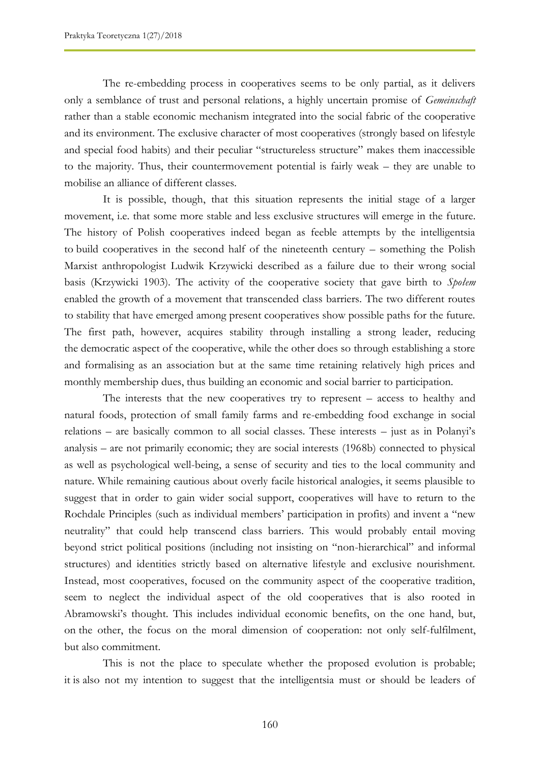The re-embedding process in cooperatives seems to be only partial, as it delivers only a semblance of trust and personal relations, a highly uncertain promise of *Gemeinschaft* rather than a stable economic mechanism integrated into the social fabric of the cooperative and its environment. The exclusive character of most cooperatives (strongly based on lifestyle and special food habits) and their peculiar "structureless structure" makes them inaccessible to the majority. Thus, their countermovement potential is fairly weak – they are unable to mobilise an alliance of different classes.

It is possible, though, that this situation represents the initial stage of a larger movement, i.e. that some more stable and less exclusive structures will emerge in the future. The history of Polish cooperatives indeed began as feeble attempts by the intelligentsia to build cooperatives in the second half of the nineteenth century – something the Polish Marxist anthropologist Ludwik Krzywicki described as a failure due to their wrong social basis (Krzywicki 1903). The activity of the cooperative society that gave birth to *Społem* enabled the growth of a movement that transcended class barriers. The two different routes to stability that have emerged among present cooperatives show possible paths for the future. The first path, however, acquires stability through installing a strong leader, reducing the democratic aspect of the cooperative, while the other does so through establishing a store and formalising as an association but at the same time retaining relatively high prices and monthly membership dues, thus building an economic and social barrier to participation.

The interests that the new cooperatives try to represent – access to healthy and natural foods, protection of small family farms and re-embedding food exchange in social relations – are basically common to all social classes. These interests – just as in Polanyi's analysis – are not primarily economic; they are social interests (1968b) connected to physical as well as psychological well-being, a sense of security and ties to the local community and nature. While remaining cautious about overly facile historical analogies, it seems plausible to suggest that in order to gain wider social support, cooperatives will have to return to the Rochdale Principles (such as individual members' participation in profits) and invent a "new neutrality" that could help transcend class barriers. This would probably entail moving beyond strict political positions (including not insisting on "non-hierarchical" and informal structures) and identities strictly based on alternative lifestyle and exclusive nourishment. Instead, most cooperatives, focused on the community aspect of the cooperative tradition, seem to neglect the individual aspect of the old cooperatives that is also rooted in Abramowski's thought. This includes individual economic benefits, on the one hand, but, on the other, the focus on the moral dimension of cooperation: not only self-fulfilment, but also commitment.

This is not the place to speculate whether the proposed evolution is probable; it is also not my intention to suggest that the intelligentsia must or should be leaders of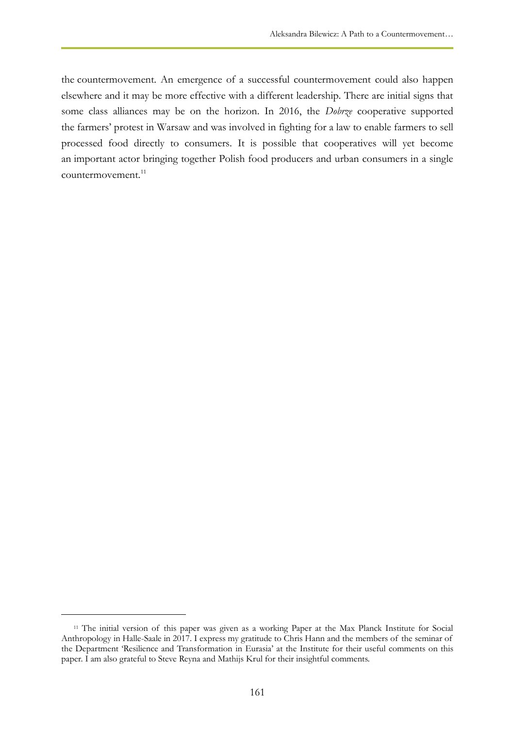the countermovement. An emergence of a successful countermovement could also happen elsewhere and it may be more effective with a different leadership. There are initial signs that some class alliances may be on the horizon. In 2016, the *Dobrze* cooperative supported the farmers' protest in Warsaw and was involved in fighting for a law to enable farmers to sell processed food directly to consumers. It is possible that cooperatives will yet become an important actor bringing together Polish food producers and urban consumers in a single countermovement.[11]

[11] The initial version of this paper was given as a working Paper at the Max Planck Institute for Social Anthropology in Halle-Saale in 2017. I express my gratitude to Chris Hann and the members of the seminar of the Department 'Resilience and Transformation in Eurasia' at the Institute for their useful comments on this paper. I am also grateful to Steve Reyna and Mathijs Krul for their insightful comments.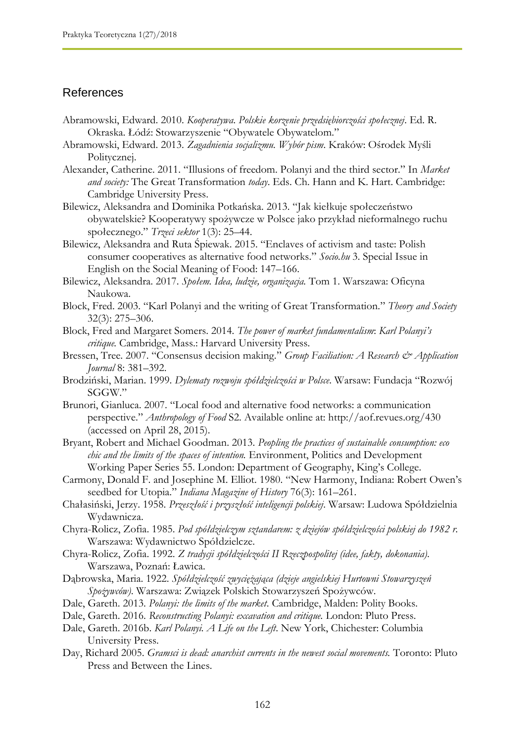## References

Abramowski, Edward. 2010. *Kooperatywa. Polskie korzenie przedsiębiorczości społecznej*. Ed. R. Okraska. Łódź: Stowarzyszenie "Obywatele Obywatelom."

Abramowski, Edward. 2013. *Zagadnienia socjalizmu. Wybór pism*. Kraków: Ośrodek Myśli Politycznej.

Alexander, Catherine. 2011. "Illusions of freedom. Polanyi and the third sector." In *Market and society:* The Great Transformation *today*. Eds. Ch. Hann and K. Hart. Cambridge: Cambridge University Press.

Bilewicz, Aleksandra and Dominika Potkańska. 2013. "Jak kiełkuje społeczeństwo obywatelskie? Kooperatywy spożywcze w Polsce jako przykład nieformalnego ruchu społecznego." *Trzeci sektor* 1(3): 25–44.

Bilewicz, Aleksandra and Ruta Śpiewak. 2015. "Enclaves of activism and taste: Polish consumer cooperatives as alternative food networks." *Socio.hu* 3. Special Issue in English on the Social Meaning of Food: 147–166.

Bilewicz, Aleksandra. 2017. *Społem. Idea, ludzie, organizacja.* Tom 1. Warszawa: Oficyna Naukowa.

Block, Fred. 2003. "Karl Polanyi and the writing of Great Transformation." *Theory and Society* 32(3): 275–306.

Block, Fred and Margaret Somers. 2014. *The power of market fundamentalism*: *Karl Polanyi's critique.* Cambridge, Mass.: Harvard University Press.

Bressen, Tree. 2007. "Consensus decision making." *Group Faciliation: A Research & Application Journal* 8: 381–392.

Brodziński, Marian. 1999. *Dylematy rozwoju spółdzielczości w Polsce*. Warsaw: Fundacja "Rozwój SGGW."

Brunori, Gianluca. 2007. "Local food and alternative food networks: a communication perspective." *Anthropology of Food* S2. Available online at: http://aof.revues.org/430 (accessed on April 28, 2015).

Bryant, Robert and Michael Goodman. 2013. *Peopling the practices of sustainable consumption: eco chic and the limits of the spaces of intention.* Environment, Politics and Development Working Paper Series 55. London: Department of Geography, King's College.

Carmony, Donald F. and Josephine M. Elliot. 1980. "New Harmony, Indiana: Robert Owen's seedbed for Utopia." *Indiana Magazine of History* 76(3): 161–261.

Chałasiński, Jerzy. 1958. *Przeszłość i przyszłość inteligencji polskiej*. Warsaw: Ludowa Spółdzielnia Wydawnicza.

Chyra-Rolicz, Zofia. 1985. *Pod spółdzielczym sztandarem: z dziejów spółdzielczości polskiej do 1982 r.* Warszawa: Wydawnictwo Spółdzielcze.

Chyra-Rolicz, Zofia. 1992. *Z tradycji spółdzielczości II Rzeczpospolitej (idee, fakty, dokonania).* Warszawa, Poznań: Ławica.

Dąbrowska, Maria. 1922. *Spółdzielczość zwyciężająca (dzieje angielskiej Hurtowni Stowarzyszeń Spożywców).* Warszawa: Związek Polskich Stowarzyszeń Spożywców.

Dale, Gareth. 2013. *Polanyi: the limits of the market*. Cambridge, Malden: Polity Books.

Dale, Gareth. 2016. *Reconstructing Polanyi: excavation and critique.* London: Pluto Press.

Dale, Gareth. 2016b. *Karl Polanyi. A Life on the Left*. New York, Chichester: Columbia University Press.

Day, Richard 2005. *Gramsci is dead: anarchist currents in the newest social movements.* Toronto: Pluto Press and Between the Lines.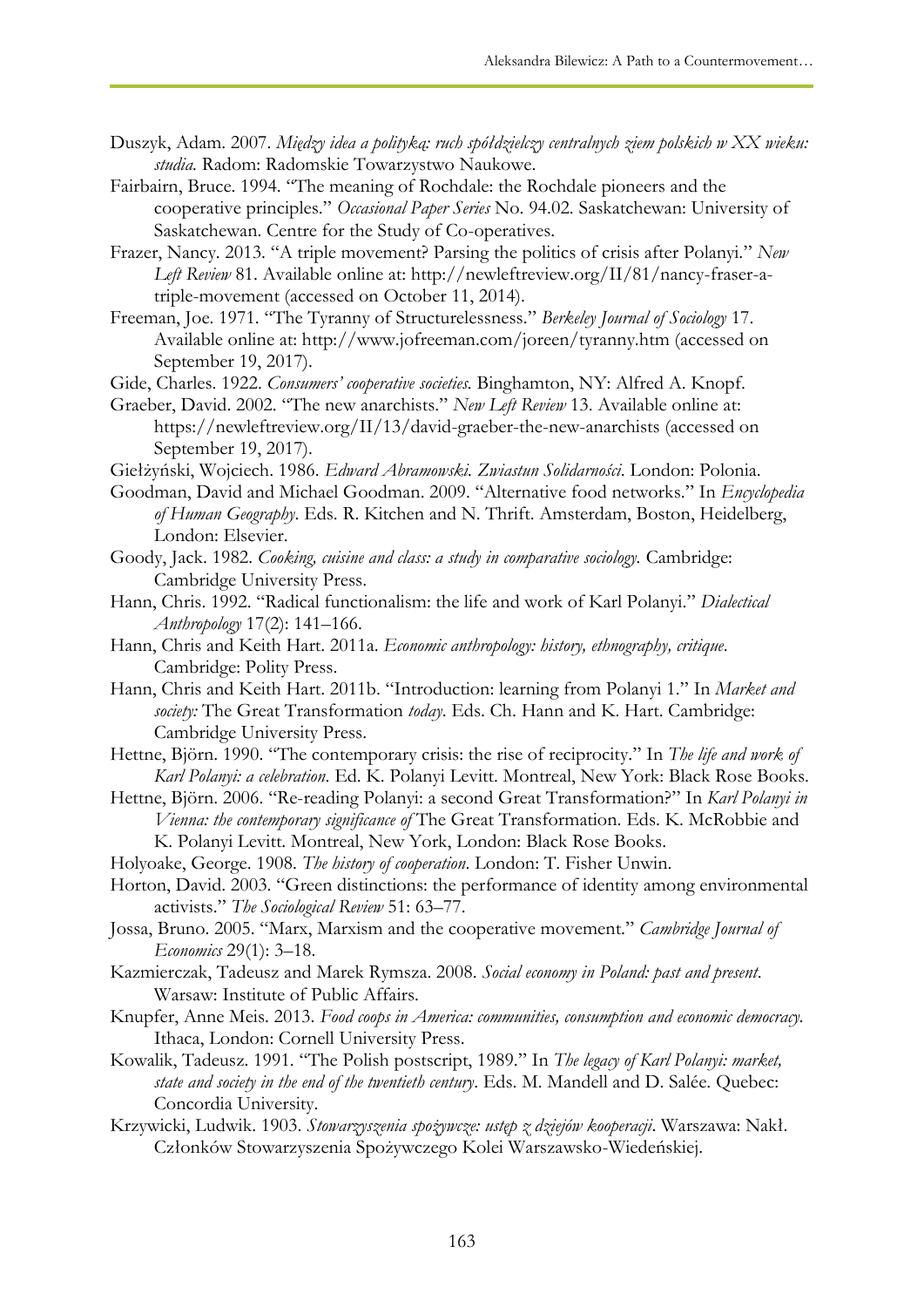Duszyk, Adam. 2007. *Między idea a polityką: ruch spółdzielczy centralnych ziem polskich w XX wieku: studia.* Radom: Radomskie Towarzystwo Naukowe.

Fairbairn, Bruce. 1994. "The meaning of Rochdale: the Rochdale pioneers and the cooperative principles." *Occasional Paper Series* No. 94.02. Saskatchewan: University of Saskatchewan. Centre for the Study of Co-operatives.

Frazer, Nancy. 2013. "A triple movement? Parsing the politics of crisis after Polanyi." *New Left Review* 81. Available online at: http://newleftreview.org/II/81/nancy-fraser-a-triple-movement (accessed on October 11, 2014).

Freeman, Joe. 1971. "The Tyranny of Structurelessness." *Berkeley Journal of Sociology* 17. Available online at: http://www.jofreeman.com/joreen/tyranny.htm (accessed on September 19, 2017).

Gide, Charles. 1922. *Consumers' cooperative societies.* Binghamton, NY: Alfred A. Knopf.

Graeber, David. 2002. "The new anarchists." *New Left Review* 13. Available online at: https://newleftreview.org/II/13/david-graeber-the-new-anarchists (accessed on September 19, 2017).

Giełżyński, Wojciech. 1986. *Edward Abramowski. Zwiastun Solidarności*. London: Polonia.

Goodman, David and Michael Goodman. 2009. "Alternative food networks." In *Encyclopedia of Human Geography*. Eds. R. Kitchen and N. Thrift. Amsterdam, Boston, Heidelberg, London: Elsevier.

Goody, Jack. 1982. *Cooking, cuisine and class: a study in comparative sociology.* Cambridge: Cambridge University Press.

Hann, Chris. 1992. "Radical functionalism: the life and work of Karl Polanyi." *Dialectical Anthropology* 17(2): 141–166.

Hann, Chris and Keith Hart. 2011a. *Economic anthropology: history, ethnography, critique*. Cambridge: Polity Press.

Hann, Chris and Keith Hart. 2011b. "Introduction: learning from Polanyi 1." In *Market and society:* The Great Transformation *today*. Eds. Ch. Hann and K. Hart. Cambridge: Cambridge University Press.

Hettne, Björn. 1990. "The contemporary crisis: the rise of reciprocity." In *The life and work of Karl Polanyi: a celebration*. Ed. K. Polanyi Levitt. Montreal, New York: Black Rose Books.

Hettne, Björn. 2006. "Re-reading Polanyi: a second Great Transformation?" In *Karl Polanyi in Vienna: the contemporary significance of* The Great Transformation. Eds. K. McRobbie and K. Polanyi Levitt. Montreal, New York, London: Black Rose Books.

Holyoake, George. 1908. *The history of cooperation*. London: T. Fisher Unwin.

Horton, David. 2003. "Green distinctions: the performance of identity among environmental activists." *The Sociological Review* 51: 63–77.

Jossa, Bruno. 2005. "Marx, Marxism and the cooperative movement." *Cambridge Journal of Economics* 29(1): 3–18.

Kazmierczak, Tadeusz and Marek Rymsza. 2008. *Social economy in Poland: past and present*. Warsaw: Institute of Public Affairs.

Knupfer, Anne Meis. 2013. *Food coops in America: communities, consumption and economic democracy.* Ithaca, London: Cornell University Press.

Kowalik, Tadeusz. 1991. "The Polish postscript, 1989." In *The legacy of Karl Polanyi: market, state and society in the end of the twentieth century*. Eds. M. Mandell and D. Salée. Quebec: Concordia University.

Krzywicki, Ludwik. 1903. *Stowarzyszenia spożywcze: ustęp z dziejów kooperacji*. Warszawa: Nakł. Członków Stowarzyszenia Spożywczego Kolei Warszawsko-Wiedeńskiej.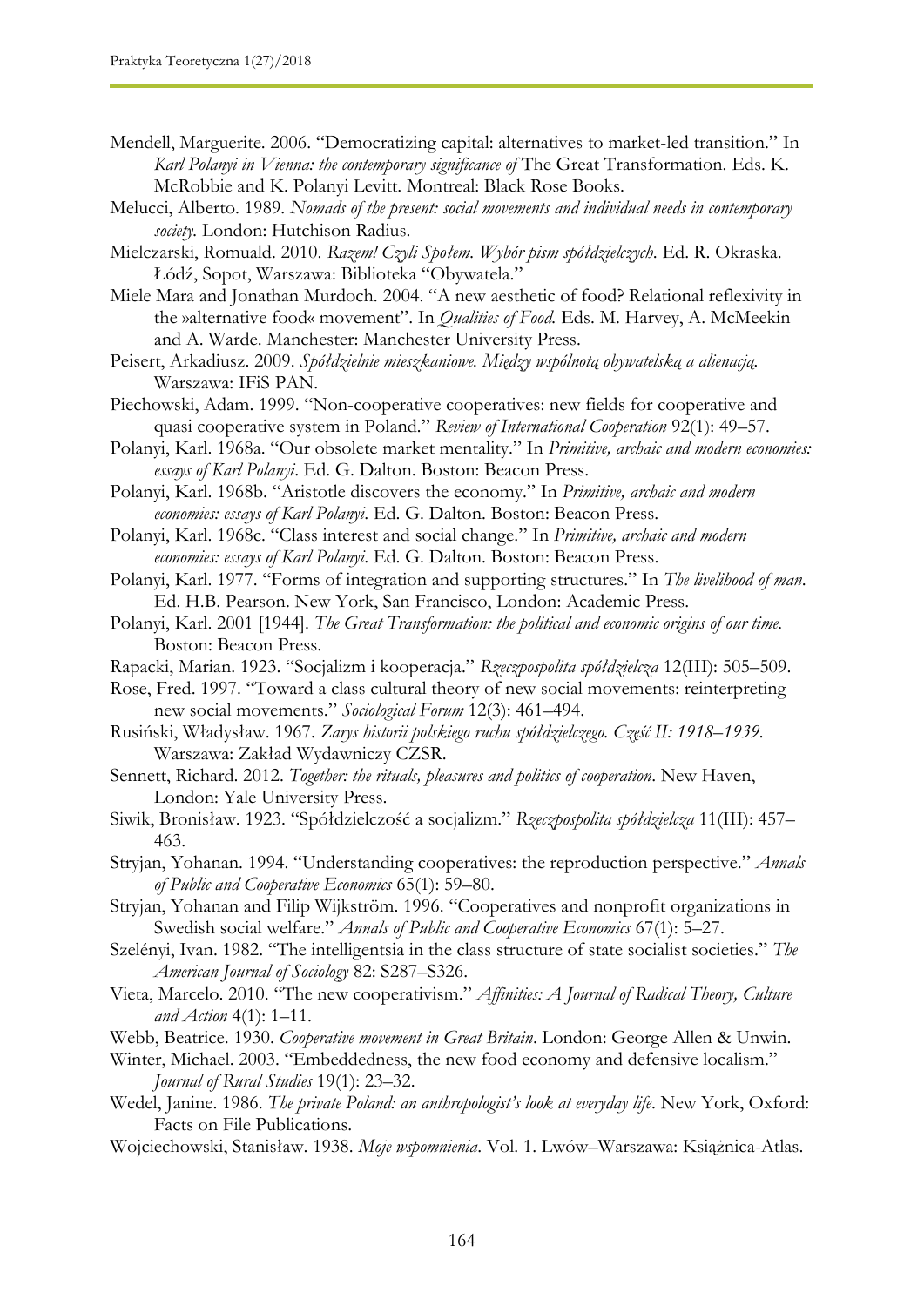Mendell, Marguerite. 2006. "Democratizing capital: alternatives to market-led transition." In *Karl Polanyi in Vienna: the contemporary significance of* The Great Transformation. Eds. K. McRobbie and K. Polanyi Levitt. Montreal: Black Rose Books.

Melucci, Alberto. 1989. *Nomads of the present: social movements and individual needs in contemporary society.* London: Hutchison Radius.

Mielczarski, Romuald. 2010. *Razem! Czyli Społem. Wybór pism spółdzielczych.* Ed. R. Okraska. Łódź, Sopot, Warszawa: Biblioteka "Obywatela."

Miele Mara and Jonathan Murdoch. 2004. "A new aesthetic of food? Relational reflexivity in the »alternative food« movement". In *Qualities of Food.* Eds. M. Harvey, A. McMeekin and A. Warde. Manchester: Manchester University Press.

Peisert, Arkadiusz. 2009. *Spółdzielnie mieszkaniowe. Między wspólnotą obywatelską a alienacją.* Warszawa: IFiS PAN.

Piechowski, Adam. 1999. "Non-cooperative cooperatives: new fields for cooperative and quasi cooperative system in Poland." *Review of International Cooperation* 92(1): 49–57.

Polanyi, Karl. 1968a. "Our obsolete market mentality." In *Primitive, archaic and modern economies: essays of Karl Polanyi*. Ed. G. Dalton. Boston: Beacon Press.

Polanyi, Karl. 1968b. "Aristotle discovers the economy." In *Primitive, archaic and modern economies: essays of Karl Polanyi*. Ed. G. Dalton. Boston: Beacon Press.

Polanyi, Karl. 1968c. "Class interest and social change." In *Primitive, archaic and modern economies: essays of Karl Polanyi*. Ed. G. Dalton. Boston: Beacon Press.

Polanyi, Karl. 1977. "Forms of integration and supporting structures." In *The livelihood of man*. Ed. H.B. Pearson. New York, San Francisco, London: Academic Press.

Polanyi, Karl. 2001 [1944]. *The Great Transformation: the political and economic origins of our time.* Boston: Beacon Press.

Rapacki, Marian. 1923. "Socjalizm i kooperacja." *Rzeczpospolita spółdzielcza* 12(III): 505–509.

Rose, Fred. 1997. "Toward a class cultural theory of new social movements: reinterpreting new social movements." *Sociological Forum* 12(3): 461–494.

Rusiński, Władysław. 1967. *Zarys historii polskiego ruchu spółdzielczego. Część II: 1918–1939.* Warszawa: Zakład Wydawniczy CZSR.

Sennett, Richard. 2012. *Together: the rituals, pleasures and politics of cooperation*. New Haven, London: Yale University Press.

Siwik, Bronisław. 1923. "Spółdzielczość a socjalizm." *Rzeczpospolita spółdzielcza* 11(III): 457–463.

Stryjan, Yohanan. 1994. "Understanding cooperatives: the reproduction perspective." *Annals of Public and Cooperative Economics* 65(1): 59–80.

Stryjan, Yohanan and Filip Wijkström. 1996. "Cooperatives and nonprofit organizations in Swedish social welfare." *Annals of Public and Cooperative Economics* 67(1): 5–27.

Szelényi, Ivan. 1982. "The intelligentsia in the class structure of state socialist societies." *The American Journal of Sociology* 82: S287–S326.

Vieta, Marcelo. 2010. "The new cooperativism." *Affinities: A Journal of Radical Theory, Culture and Action* 4(1): 1–11.

Webb, Beatrice. 1930. *Cooperative movement in Great Britain*. London: George Allen & Unwin.

Winter, Michael. 2003. "Embeddedness, the new food economy and defensive localism." *Journal of Rural Studies* 19(1): 23–32.

Wedel, Janine. 1986. *The private Poland: an anthropologist's look at everyday life*. New York, Oxford: Facts on File Publications.

Wojciechowski, Stanisław. 1938. *Moje wspomnienia*. Vol. 1. Lwów–Warszawa: Książnica-Atlas.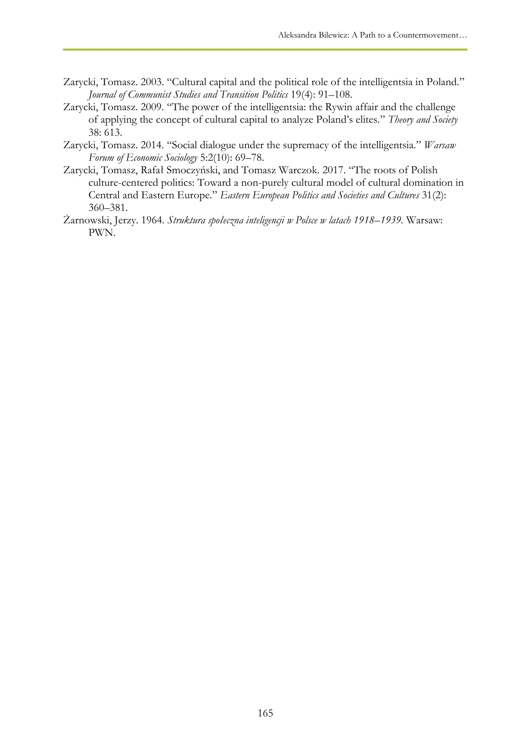Zarycki, Tomasz. 2003. "Cultural capital and the political role of the intelligentsia in Poland." *Journal of Communist Studies and Transition Politics* 19(4): 91–108.

Zarycki, Tomasz. 2009. "The power of the intelligentsia: the Rywin affair and the challenge of applying the concept of cultural capital to analyze Poland's elites." *Theory and Society* 38: 613.

Zarycki, Tomasz. 2014. "Social dialogue under the supremacy of the intelligentsia." *Warsaw Forum of Economic Sociology* 5:2(10): 69–78.

Zarycki, Tomasz, Rafał Smoczyński, and Tomasz Warczok. 2017. "The roots of Polish culture-centered politics: Toward a non-purely cultural model of cultural domination in Central and Eastern Europe." *Eastern European Politics and Societies and Cultures* 31(2): 360–381.

Żarnowski, Jerzy. 1964. *Struktura społeczna inteligencji w Polsce w latach 1918–1939*. Warsaw: PWN.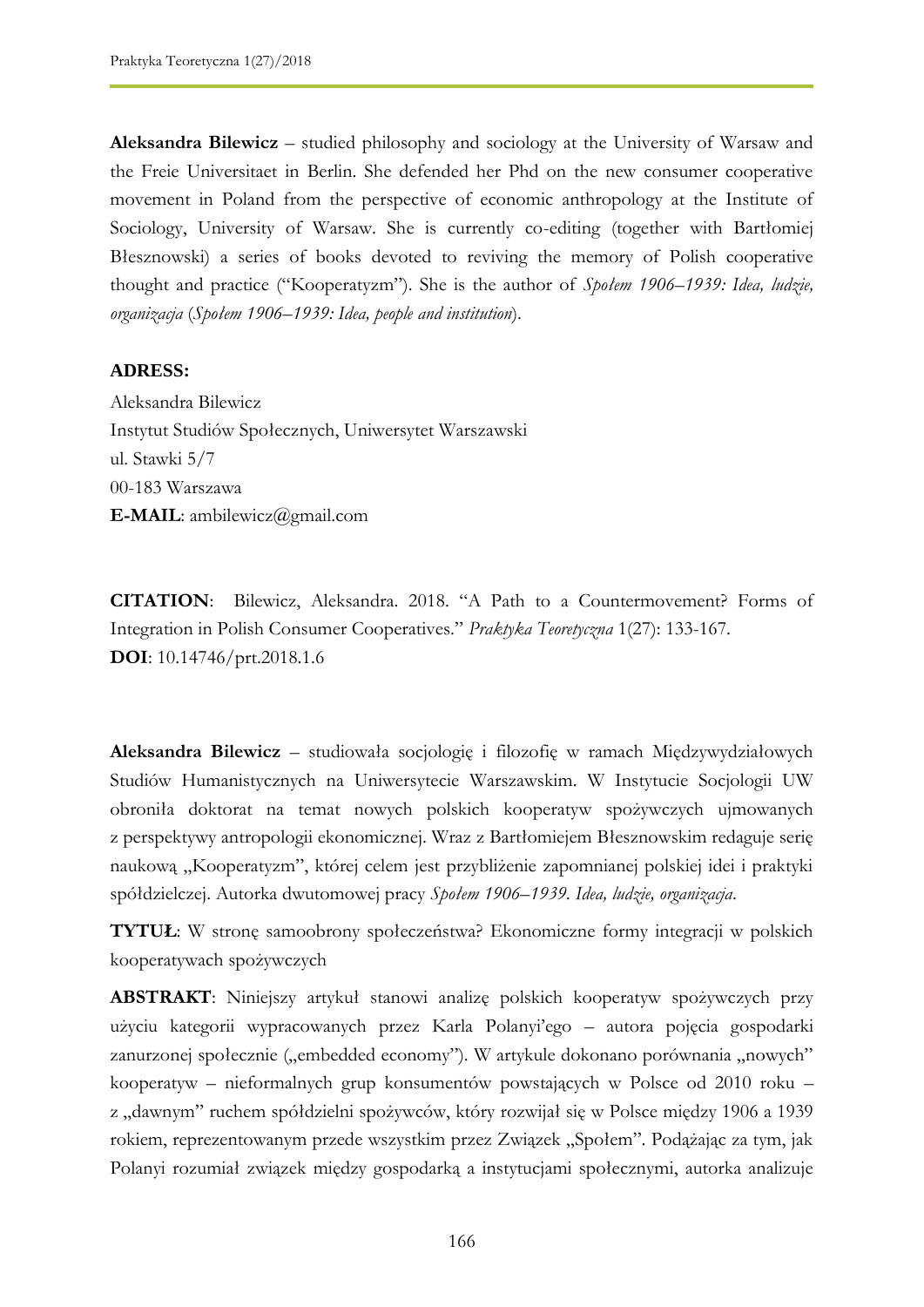**Aleksandra Bilewicz** – studied philosophy and sociology at the University of Warsaw and the Freie Universitaet in Berlin. She defended her Phd on the new consumer cooperative movement in Poland from the perspective of economic anthropology at the Institute of Sociology, University of Warsaw. She is currently co-editing (together with Bartłomiej Błesznowski) a series of books devoted to reviving the memory of Polish cooperative thought and practice ("Kooperatyzm"). She is the author of *Społem 1906–1939: Idea, ludzie, organizacja* (*Społem 1906–1939: Idea, people and institution*).

**ADRESS:**

Aleksandra Bilewicz
Instytut Studiów Społecznych, Uniwersytet Warszawski
ul. Stawki 5/7
00-183 Warszawa
**E-MAIL**: ambilewicz@gmail.com

**CITATION**: Bilewicz, Aleksandra. 2018. "A Path to a Countermovement? Forms of Integration in Polish Consumer Cooperatives." *Praktyka Teoretyczna* 1(27): 133-167.
**DOI**: 10.14746/prt.2018.1.6

**Aleksandra Bilewicz** – studiowała socjologię i filozofię w ramach Międzywydziałowych Studiów Humanistycznych na Uniwersytecie Warszawskim. W Instytucie Socjologii UW obroniła doktorat na temat nowych polskich kooperatyw spożywczych ujmowanych z perspektywy antropologii ekonomicznej. Wraz z Bartłomiejem Błesznowskim redaguje serię naukową „Kooperatyzm", której celem jest przybliżenie zapomnianej polskiej idei i praktyki spółdzielczej. Autorka dwutomowej pracy *Społem 1906–1939. Idea, ludzie, organizacja*.

**TYTUŁ**: W stronę samoobrony społeczeństwa? Ekonomiczne formy integracji w polskich kooperatywach spożywczych

**ABSTRAKT**: Niniejszy artykuł stanowi analizę polskich kooperatyw spożywczych przy użyciu kategorii wypracowanych przez Karla Polanyi'ego – autora pojęcia gospodarki zanurzonej społecznie („embedded economy"). W artykule dokonano porównania „nowych" kooperatyw – nieformalnych grup konsumentów powstających w Polsce od 2010 roku – z „dawnym" ruchem spółdzielni spożywców, który rozwijał się w Polsce między 1906 a 1939 rokiem, reprezentowanym przede wszystkim przez Związek „Społem". Podążając za tym, jak Polanyi rozumiał związek między gospodarką a instytucjami społecznymi, autorka analizuje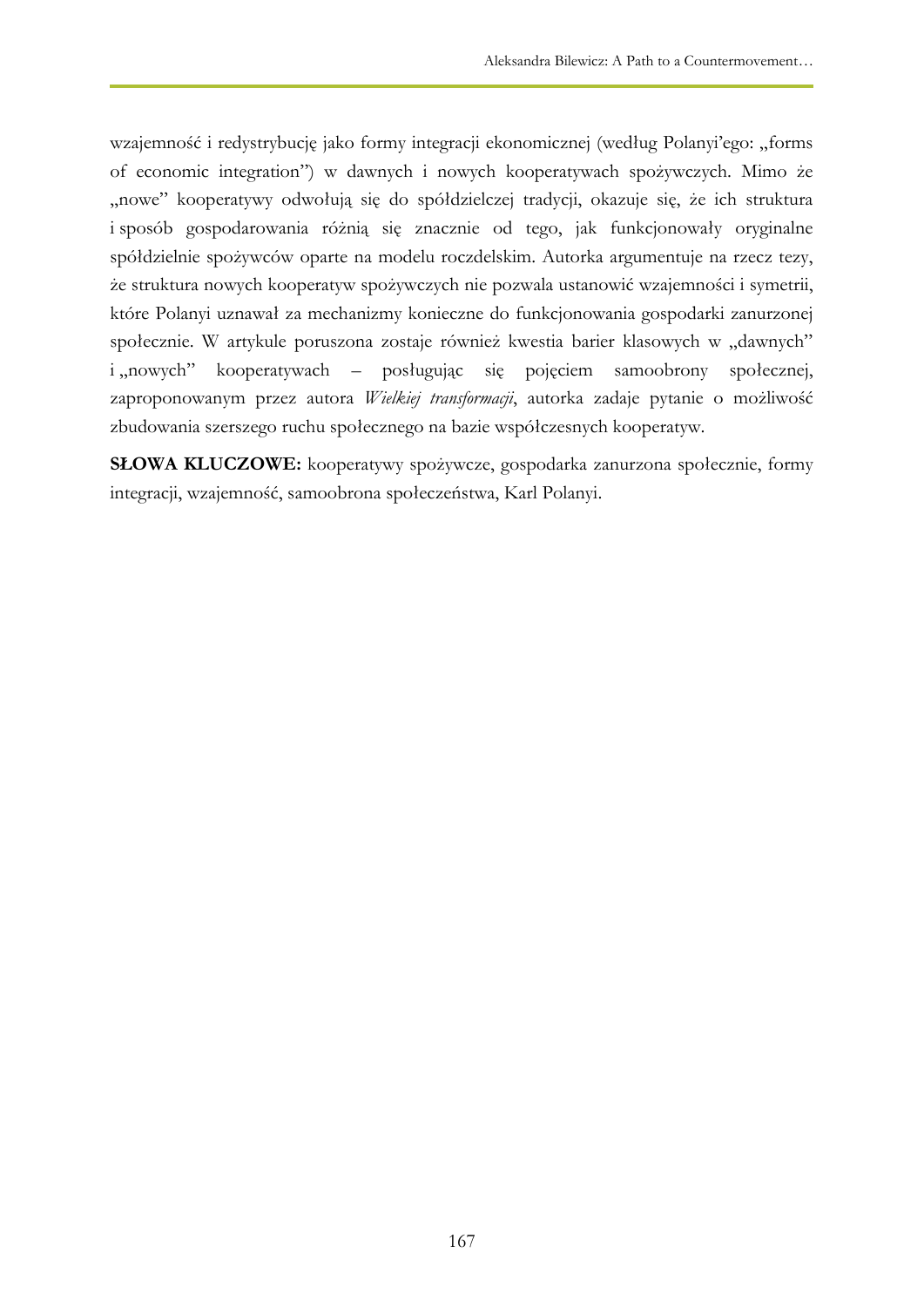wzajemność i redystrybucję jako formy integracji ekonomicznej (według Polanyi'ego: „forms of economic integration") w dawnych i nowych kooperatywach spożywczych. Mimo że „nowe" kooperatywy odwołują się do spółdzielczej tradycji, okazuje się, że ich struktura i sposób gospodarowania różnią się znacznie od tego, jak funkcjonowały oryginalne spółdzielnie spożywców oparte na modelu roczdelskim. Autorka argumentuje na rzecz tezy, że struktura nowych kooperatyw spożywczych nie pozwala ustanowić wzajemności i symetrii, które Polanyi uznawał za mechanizmy konieczne do funkcjonowania gospodarki zanurzonej społecznie. W artykule poruszona zostaje również kwestia barier klasowych w „dawnych" i „nowych" kooperatywach – posługując się pojęciem samoobrony społecznej, zaproponowanym przez autora *Wielkiej transformacji*, autorka zadaje pytanie o możliwość zbudowania szerszego ruchu społecznego na bazie współczesnych kooperatyw.

**SŁOWA KLUCZOWE:** kooperatywy spożywcze, gospodarka zanurzona społecznie, formy integracji, wzajemność, samoobrona społeczeństwa, Karl Polanyi.